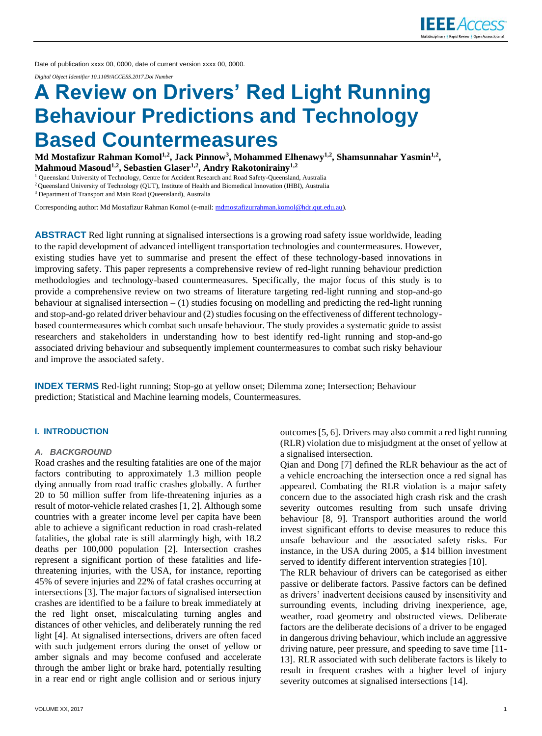Date of publication xxxx 00, 0000, date of current version xxxx 00, 0000.

*Digital Object Identifier 10.1109/ACCESS.2017.Doi Number*

# A Review on Drivers' Red Light Running Behaviour Predictions and Technology Based Countermeasures

**Md Mostafizur Rahman Komol[1,2], Jack Pinnow[3], Mohammed Elhenawy[1,2], Shamsunnahar Yasmin[1,2], Mahmoud Masoud[1,2], Sebastien Glaser[1,2], Andry Rakotonirainy[1,2]**

[1] Queensland University of Technology, Centre for Accident Research and Road Safety-Queensland, Australia
[2] Queensland University of Technology (QUT), Institute of Health and Biomedical Innovation (IHBI), Australia
[3] Department of Transport and Main Road (Queensland), Australia

Corresponding author: Md Mostafizur Rahman Komol (e-mail: mdmostafizurrahman.komol@hdr.qut.edu.au).

**ABSTRACT** Red light running at signalised intersections is a growing road safety issue worldwide, leading to the rapid development of advanced intelligent transportation technologies and countermeasures. However, existing studies have yet to summarise and present the effect of these technology-based innovations in improving safety. This paper represents a comprehensive review of red-light running behaviour prediction methodologies and technology-based countermeasures. Specifically, the major focus of this study is to provide a comprehensive review on two streams of literature targeting red-light running and stop-and-go behaviour at signalised intersection – (1) studies focusing on modelling and predicting the red-light running and stop-and-go related driver behaviour and (2) studies focusing on the effectiveness of different technology-based countermeasures which combat such unsafe behaviour. The study provides a systematic guide to assist researchers and stakeholders in understanding how to best identify red-light running and stop-and-go associated driving behaviour and subsequently implement countermeasures to combat such risky behaviour and improve the associated safety.

**INDEX TERMS** Red-light running; Stop-go at yellow onset; Dilemma zone; Intersection; Behaviour prediction; Statistical and Machine learning models, Countermeasures.

## I. INTRODUCTION

### *A. BACKGROUND*

Road crashes and the resulting fatalities are one of the major factors contributing to approximately 1.3 million people dying annually from road traffic crashes globally. A further 20 to 50 million suffer from life-threatening injuries as a result of motor-vehicle related crashes [1, 2]. Although some countries with a greater income level per capita have been able to achieve a significant reduction in road crash-related fatalities, the global rate is still alarmingly high, with 18.2 deaths per 100,000 population [2]. Intersection crashes represent a significant portion of these fatalities and life-threatening injuries, with the USA, for instance, reporting 45% of severe injuries and 22% of fatal crashes occurring at intersections [3]. The major factors of signalised intersection crashes are identified to be a failure to break immediately at the red light onset, miscalculating turning angles and distances of other vehicles, and deliberately running the red light [4]. At signalised intersections, drivers are often faced with such judgement errors during the onset of yellow or amber signals and may become confused and accelerate through the amber light or brake hard, potentially resulting in a rear end or right angle collision and or serious injury outcomes [5, 6]. Drivers may also commit a red light running (RLR) violation due to misjudgment at the onset of yellow at a signalised intersection.

Qian and Dong [7] defined the RLR behaviour as the act of a vehicle encroaching the intersection once a red signal has appeared. Combating the RLR violation is a major safety concern due to the associated high crash risk and the crash severity outcomes resulting from such unsafe driving behaviour [8, 9]. Transport authorities around the world invest significant efforts to devise measures to reduce this unsafe behaviour and the associated safety risks. For instance, in the USA during 2005, a $14 billion investment served to identify different intervention strategies [10].

The RLR behaviour of drivers can be categorised as either passive or deliberate factors. Passive factors can be defined as drivers' inadvertent decisions caused by insensitivity and surrounding events, including driving inexperience, age, weather, road geometry and obstructed views. Deliberate factors are the deliberate decisions of a driver to be engaged in dangerous driving behaviour, which include an aggressive driving nature, peer pressure, and speeding to save time [11-13]. RLR associated with such deliberate factors is likely to result in frequent crashes with a higher level of injury severity outcomes at signalised intersections [14].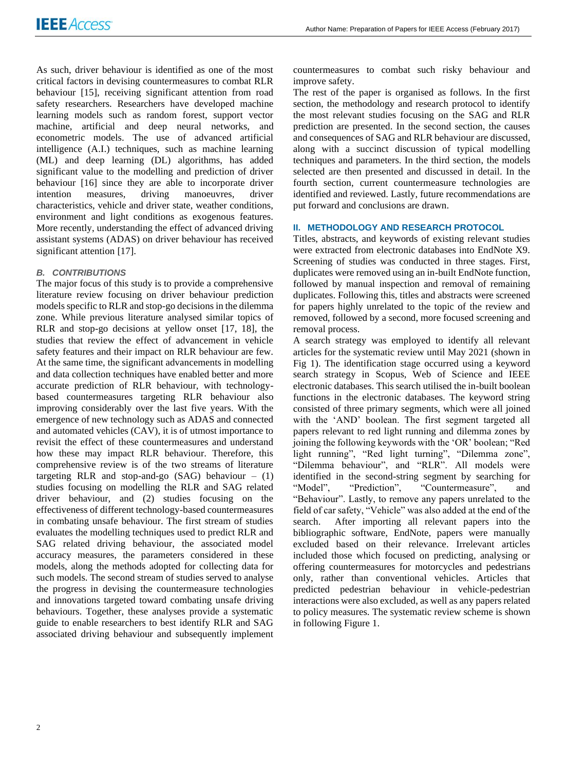As such, driver behaviour is identified as one of the most critical factors in devising countermeasures to combat RLR behaviour [15], receiving significant attention from road safety researchers. Researchers have developed machine learning models such as random forest, support vector machine, artificial and deep neural networks, and econometric models. The use of advanced artificial intelligence (A.I.) techniques, such as machine learning (ML) and deep learning (DL) algorithms, has added significant value to the modelling and prediction of driver behaviour [16] since they are able to incorporate driver intention measures, driving manoeuvres, driver characteristics, vehicle and driver state, weather conditions, environment and light conditions as exogenous features. More recently, understanding the effect of advanced driving assistant systems (ADAS) on driver behaviour has received significant attention [17].

### *B. CONTRIBUTIONS*

The major focus of this study is to provide a comprehensive literature review focusing on driver behaviour prediction models specific to RLR and stop-go decisions in the dilemma zone. While previous literature analysed similar topics of RLR and stop-go decisions at yellow onset [17, 18], the studies that review the effect of advancement in vehicle safety features and their impact on RLR behaviour are few. At the same time, the significant advancements in modelling and data collection techniques have enabled better and more accurate prediction of RLR behaviour, with technology-based countermeasures targeting RLR behaviour also improving considerably over the last five years. With the emergence of new technology such as ADAS and connected and automated vehicles (CAV), it is of utmost importance to revisit the effect of these countermeasures and understand how these may impact RLR behaviour. Therefore, this comprehensive review is of the two streams of literature targeting RLR and stop-and-go (SAG) behaviour – (1) studies focusing on modelling the RLR and SAG related driver behaviour, and (2) studies focusing on the effectiveness of different technology-based countermeasures in combating unsafe behaviour. The first stream of studies evaluates the modelling techniques used to predict RLR and SAG related driving behaviour, the associated model accuracy measures, the parameters considered in these models, along the methods adopted for collecting data for such models. The second stream of studies served to analyse the progress in devising the countermeasure technologies and innovations targeted toward combating unsafe driving behaviours. Together, these analyses provide a systematic guide to enable researchers to best identify RLR and SAG associated driving behaviour and subsequently implement countermeasures to combat such risky behaviour and improve safety.

The rest of the paper is organised as follows. In the first section, the methodology and research protocol to identify the most relevant studies focusing on the SAG and RLR prediction are presented. In the second section, the causes and consequences of SAG and RLR behaviour are discussed, along with a succinct discussion of typical modelling techniques and parameters. In the third section, the models selected are then presented and discussed in detail. In the fourth section, current countermeasure technologies are identified and reviewed. Lastly, future recommendations are put forward and conclusions are drawn.

## II. METHODOLOGY AND RESEARCH PROTOCOL

Titles, abstracts, and keywords of existing relevant studies were extracted from electronic databases into EndNote X9. Screening of studies was conducted in three stages. First, duplicates were removed using an in-built EndNote function, followed by manual inspection and removal of remaining duplicates. Following this, titles and abstracts were screened for papers highly unrelated to the topic of the review and removed, followed by a second, more focused screening and removal process.

A search strategy was employed to identify all relevant articles for the systematic review until May 2021 (shown in Fig 1). The identification stage occurred using a keyword search strategy in Scopus, Web of Science and IEEE electronic databases. This search utilised the in-built boolean functions in the electronic databases. The keyword string consisted of three primary segments, which were all joined with the 'AND' boolean. The first segment targeted all papers relevant to red light running and dilemma zones by joining the following keywords with the 'OR' boolean; "Red light running", "Red light turning", "Dilemma zone", "Dilemma behaviour", and "RLR". All models were identified in the second-string segment by searching for "Model", "Prediction", "Countermeasure", and "Behaviour". Lastly, to remove any papers unrelated to the field of car safety, "Vehicle" was also added at the end of the search. After importing all relevant papers into the bibliographic software, EndNote, papers were manually excluded based on their relevance. Irrelevant articles included those which focused on predicting, analysing or offering countermeasures for motorcycles and pedestrians only, rather than conventional vehicles. Articles that predicted pedestrian behaviour in vehicle-pedestrian interactions were also excluded, as well as any papers related to policy measures. The systematic review scheme is shown in following Figure 1.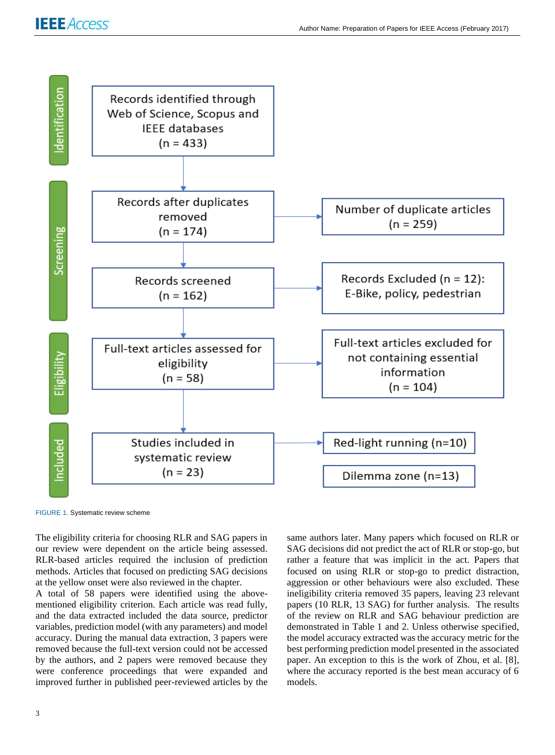| Stage | Main flow | Excluded / outcome |
|---|---|---|
| Identification | Records identified through Web of Science, Scopus and IEEE databases (n = 433) | |
| Screening | Records after duplicates removed (n = 174) | Number of duplicate articles (n = 259) |
| Screening | Records screened (n = 162) | Records Excluded (n = 12): E-Bike, policy, pedestrian |
| Eligibility | Full-text articles assessed for eligibility (n = 58) | Full-text articles excluded for not containing essential information (n = 104) |
| Included | Studies included in systematic review (n = 23) | Red-light running (n=10); Dilemma zone (n=13) |

FIGURE 1. Systematic review scheme

The eligibility criteria for choosing RLR and SAG papers in our review were dependent on the article being assessed. RLR-based articles required the inclusion of prediction methods. Articles that focused on predicting SAG decisions at the yellow onset were also reviewed in the chapter.

A total of 58 papers were identified using the above-mentioned eligibility criterion. Each article was read fully, and the data extracted included the data source, predictor variables, prediction model (with any parameters) and model accuracy. During the manual data extraction, 3 papers were removed because the full-text version could not be accessed by the authors, and 2 papers were removed because they were conference proceedings that were expanded and improved further in published peer-reviewed articles by the same authors later. Many papers which focused on RLR or SAG decisions did not predict the act of RLR or stop-go, but rather a feature that was implicit in the act. Papers that focused on using RLR or stop-go to predict distraction, aggression or other behaviours were also excluded. These ineligibility criteria removed 35 papers, leaving 23 relevant papers (10 RLR, 13 SAG) for further analysis. The results of the review on RLR and SAG behaviour prediction are demonstrated in Table 1 and 2. Unless otherwise specified, the model accuracy extracted was the accuracy metric for the best performing prediction model presented in the associated paper. An exception to this is the work of Zhou, et al. [8], where the accuracy reported is the best mean accuracy of 6 models.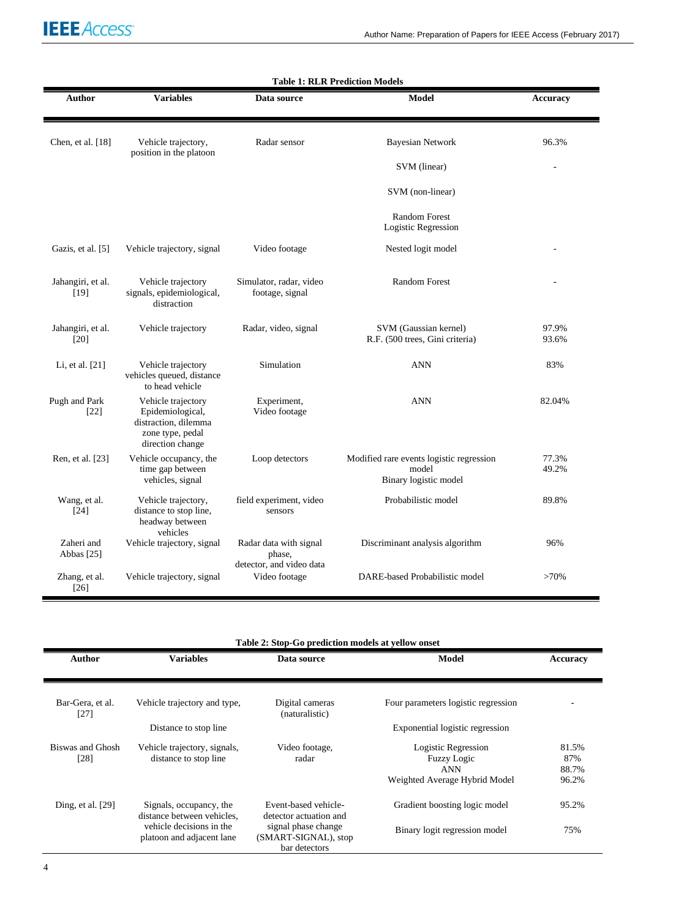**Table 1: RLR Prediction Models**

| Author | Variables | Data source | Model | Accuracy |
|---|---|---|---|---|
| Chen, et al. [18] | Vehicle trajectory, position in the platoon | Radar sensor | Bayesian Network | 96.3% |
| | | | SVM (linear) | - |
| | | | SVM (non-linear) | |
| | | | Random Forest<br>Logistic Regression | |
| Gazis, et al. [5] | Vehicle trajectory, signal | Video footage | Nested logit model | - |
| Jahangiri, et al. [19] | Vehicle trajectory signals, epidemiological, distraction | Simulator, radar, video footage, signal | Random Forest | - |
| Jahangiri, et al. [20] | Vehicle trajectory | Radar, video, signal | SVM (Gaussian kernel)<br>R.F. (500 trees, Gini criteria) | 97.9%<br>93.6% |
| Li, et al. [21] | Vehicle trajectory vehicles queued, distance to head vehicle | Simulation | ANN | 83% |
| Pugh and Park [22] | Vehicle trajectory Epidemiological, distraction, dilemma zone type, pedal direction change | Experiment, Video footage | ANN | 82.04% |
| Ren, et al. [23] | Vehicle occupancy, the time gap between vehicles, signal | Loop detectors | Modified rare events logistic regression model<br>Binary logistic model | 77.3%<br>49.2% |
| Wang, et al. [24] | Vehicle trajectory, distance to stop line, headway between vehicles | field experiment, video sensors | Probabilistic model | 89.8% |
| Zaheri and Abbas [25] | Vehicle trajectory, signal | Radar data with signal phase, detector, and video data | Discriminant analysis algorithm | 96% |
| Zhang, et al. [26] | Vehicle trajectory, signal | Video footage | DARE-based Probabilistic model | >70% |

**Table 2: Stop-Go prediction models at yellow onset**

| Author | Variables | Data source | Model | Accuracy |
|---|---|---|---|---|
| Bar-Gera, et al. [27] | Vehicle trajectory and type, | Digital cameras (naturalistic) | Four parameters logistic regression | - |
| | Distance to stop line | | Exponential logistic regression | |
| Biswas and Ghosh [28] | Vehicle trajectory, signals, distance to stop line | Video footage, radar | Logistic Regression<br>Fuzzy Logic<br>ANN<br>Weighted Average Hybrid Model | 81.5%<br>87%<br>88.7%<br>96.2% |
| Ding, et al. [29] | Signals, occupancy, the distance between vehicles, vehicle decisions in the platoon and adjacent lane | Event-based vehicle-detector actuation and signal phase change (SMART-SIGNAL), stop bar detectors | Gradient boosting logic model<br>Binary logit regression model | 95.2%<br>75% |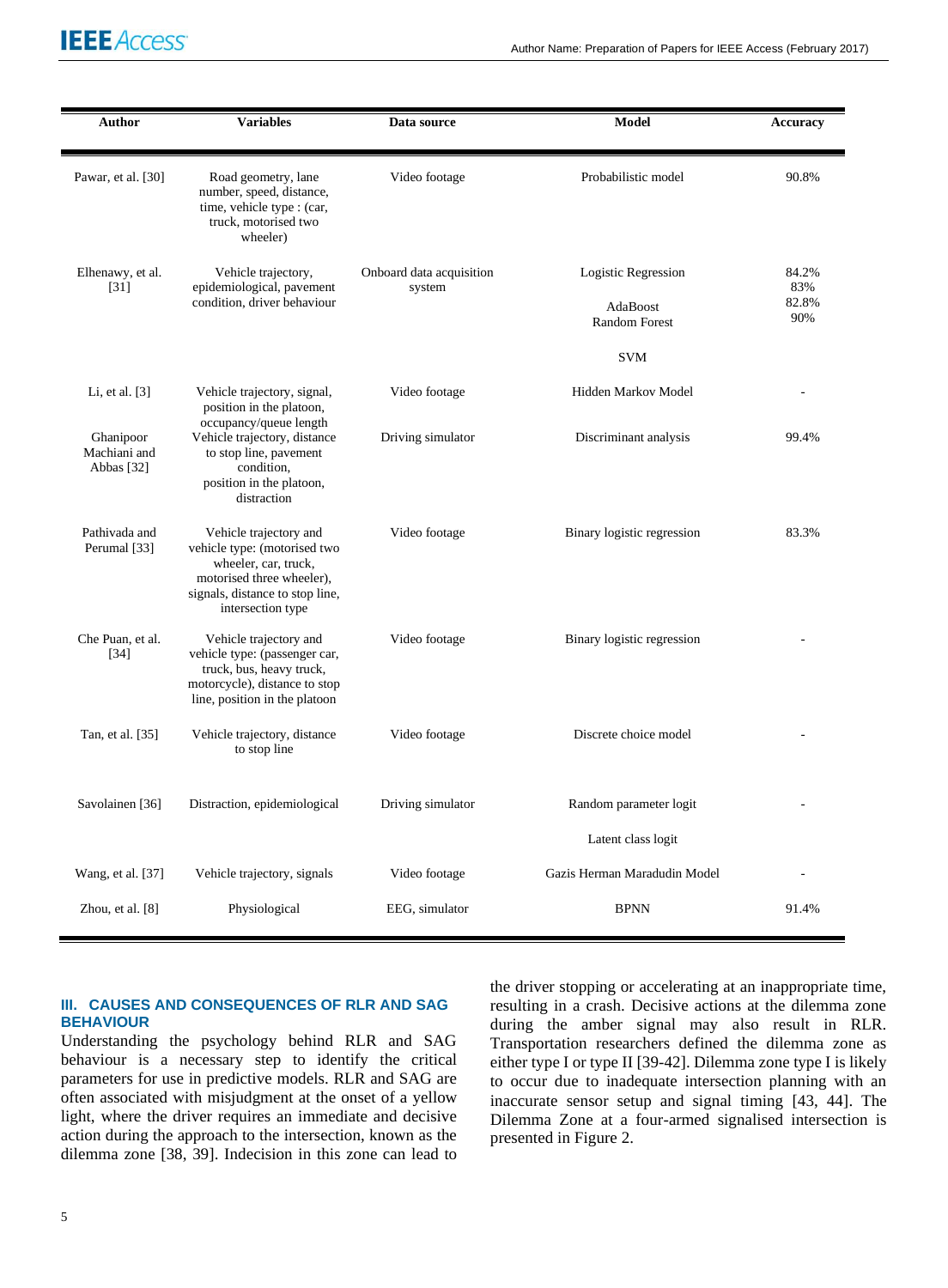| Author | Variables | Data source | Model | Accuracy |
|---|---|---|---|---|
| Pawar, et al. [30] | Road geometry, lane number, speed, distance, time, vehicle type : (car, truck, motorised two wheeler) | Video footage | Probabilistic model | 90.8% |
| Elhenawy, et al. [31] | Vehicle trajectory, epidemiological, pavement condition, driver behaviour | Onboard data acquisition system | Logistic Regression<br>AdaBoost<br>Random Forest<br>SVM | 84.2%<br>83%<br>82.8%<br>90% |
| Li, et al. [3] | Vehicle trajectory, signal, position in the platoon, occupancy/queue length | Video footage | Hidden Markov Model | - |
| Ghanipoor Machiani and Abbas [32] | Vehicle trajectory, distance to stop line, pavement condition, position in the platoon, distraction | Driving simulator | Discriminant analysis | 99.4% |
| Pathivada and Perumal [33] | Vehicle trajectory and vehicle type: (motorised two wheeler, car, truck, motorised three wheeler), signals, distance to stop line, intersection type | Video footage | Binary logistic regression | 83.3% |
| Che Puan, et al. [34] | Vehicle trajectory and vehicle type: (passenger car, truck, bus, heavy truck, motorcycle), distance to stop line, position in the platoon | Video footage | Binary logistic regression | - |
| Tan, et al. [35] | Vehicle trajectory, distance to stop line | Video footage | Discrete choice model | - |
| Savolainen [36] | Distraction, epidemiological | Driving simulator | Random parameter logit<br>Latent class logit | - |
| Wang, et al. [37] | Vehicle trajectory, signals | Video footage | Gazis Herman Maradudin Model | - |
| Zhou, et al. [8] | Physiological | EEG, simulator | BPNN | 91.4% |

## III. CAUSES AND CONSEQUENCES OF RLR AND SAG BEHAVIOUR

Understanding the psychology behind RLR and SAG behaviour is a necessary step to identify the critical parameters for use in predictive models. RLR and SAG are often associated with misjudgment at the onset of a yellow light, where the driver requires an immediate and decisive action during the approach to the intersection, known as the dilemma zone [38, 39]. Indecision in this zone can lead to the driver stopping or accelerating at an inappropriate time, resulting in a crash. Decisive actions at the dilemma zone during the amber signal may also result in RLR. Transportation researchers defined the dilemma zone as either type I or type II [39-42]. Dilemma zone type I is likely to occur due to inadequate intersection planning with an inaccurate sensor setup and signal timing [43, 44]. The Dilemma Zone at a four-armed signalised intersection is presented in Figure 2.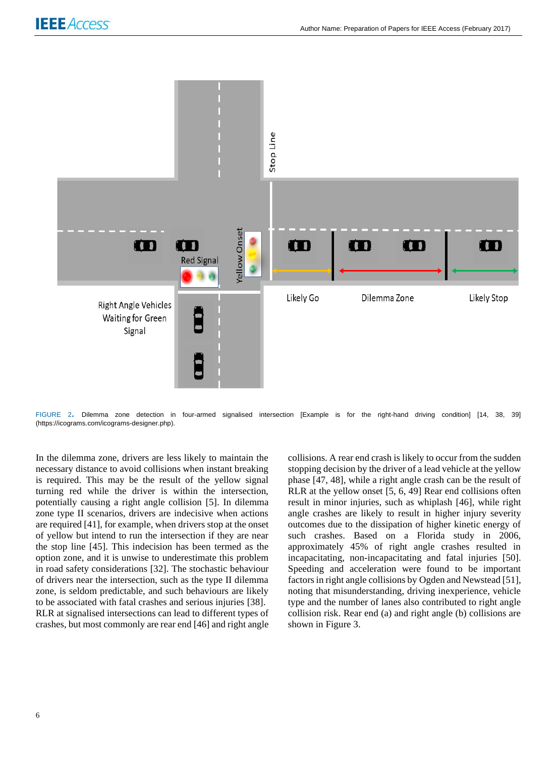FIGURE 2. Dilemma zone detection in four-armed signalised intersection [Example is for the right-hand driving condition] [14, 38, 39] (https://icograms.com/icograms-designer.php).

In the dilemma zone, drivers are less likely to maintain the necessary distance to avoid collisions when instant breaking is required. This may be the result of the yellow signal turning red while the driver is within the intersection, potentially causing a right angle collision [5]. In dilemma zone type II scenarios, drivers are indecisive when actions are required [41], for example, when drivers stop at the onset of yellow but intend to run the intersection if they are near the stop line [45]. This indecision has been termed as the option zone, and it is unwise to underestimate this problem in road safety considerations [32]. The stochastic behaviour of drivers near the intersection, such as the type II dilemma zone, is seldom predictable, and such behaviours are likely to be associated with fatal crashes and serious injuries [38]. RLR at signalised intersections can lead to different types of crashes, but most commonly are rear end [46] and right angle collisions. A rear end crash is likely to occur from the sudden stopping decision by the driver of a lead vehicle at the yellow phase [47, 48], while a right angle crash can be the result of RLR at the yellow onset [5, 6, 49] Rear end collisions often result in minor injuries, such as whiplash [46], while right angle crashes are likely to result in higher injury severity outcomes due to the dissipation of higher kinetic energy of such crashes. Based on a Florida study in 2006, approximately 45% of right angle crashes resulted in incapacitating, non-incapacitating and fatal injuries [50]. Speeding and acceleration were found to be important factors in right angle collisions by Ogden and Newstead [51], noting that misunderstanding, driving inexperience, vehicle type and the number of lanes also contributed to right angle collision risk. Rear end (a) and right angle (b) collisions are shown in Figure 3.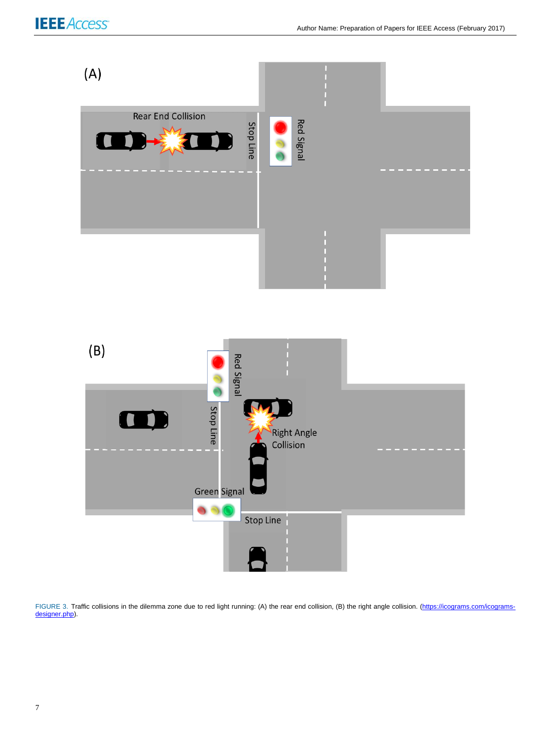FIGURE 3. Traffic collisions in the dilemma zone due to red light running: (A) the rear end collision, (B) the right angle collision. (https://icograms.com/icograms-designer.php).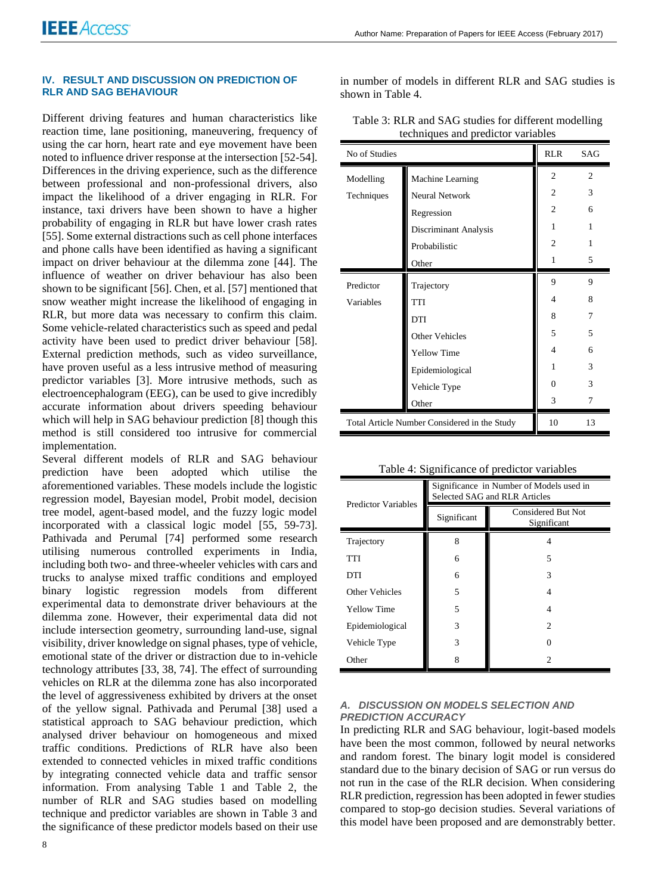## IV. RESULT AND DISCUSSION ON PREDICTION OF RLR AND SAG BEHAVIOUR

Different driving features and human characteristics like reaction time, lane positioning, maneuvering, frequency of using the car horn, heart rate and eye movement have been noted to influence driver response at the intersection [52-54]. Differences in the driving experience, such as the difference between professional and non-professional drivers, also impact the likelihood of a driver engaging in RLR. For instance, taxi drivers have been shown to have a higher probability of engaging in RLR but have lower crash rates [55]. Some external distractions such as cell phone interfaces and phone calls have been identified as having a significant impact on driver behaviour at the dilemma zone [44]. The influence of weather on driver behaviour has also been shown to be significant [56]. Chen, et al. [57] mentioned that snow weather might increase the likelihood of engaging in RLR, but more data was necessary to confirm this claim. Some vehicle-related characteristics such as speed and pedal activity have been used to predict driver behaviour [58]. External prediction methods, such as video surveillance, have proven useful as a less intrusive method of measuring predictor variables [3]. More intrusive methods, such as electroencephalogram (EEG), can be used to give incredibly accurate information about drivers speeding behaviour which will help in SAG behaviour prediction [8] though this method is still considered too intrusive for commercial implementation.

Several different models of RLR and SAG behaviour prediction have been adopted which utilise the aforementioned variables. These models include the logistic regression model, Bayesian model, Probit model, decision tree model, agent-based model, and the fuzzy logic model incorporated with a classical logic model [55, 59-73]. Pathivada and Perumal [74] performed some research utilising numerous controlled experiments in India, including both two- and three-wheeler vehicles with cars and trucks to analyse mixed traffic conditions and employed binary logistic regression models from different experimental data to demonstrate driver behaviours at the dilemma zone. However, their experimental data did not include intersection geometry, surrounding land-use, signal visibility, driver knowledge on signal phases, type of vehicle, emotional state of the driver or distraction due to in-vehicle technology attributes [33, 38, 74]. The effect of surrounding vehicles on RLR at the dilemma zone has also incorporated the level of aggressiveness exhibited by drivers at the onset of the yellow signal. Pathivada and Perumal [38] used a statistical approach to SAG behaviour prediction, which analysed driver behaviour on homogeneous and mixed traffic conditions. Predictions of RLR have also been extended to connected vehicles in mixed traffic conditions by integrating connected vehicle data and traffic sensor information. From analysing Table 1 and Table 2, the number of RLR and SAG studies based on modelling technique and predictor variables are shown in Table 3 and the significance of these predictor models based on their use in number of models in different RLR and SAG studies is shown in Table 4.

Table 3: RLR and SAG studies for different modelling techniques and predictor variables

| No of Studies | | RLR | SAG |
|---|---|---|---|
| Modelling Techniques | Machine Learning | 2 | 2 |
| | Neural Network | 2 | 3 |
| | Regression | 2 | 6 |
| | Discriminant Analysis | 1 | 1 |
| | Probabilistic | 2 | 1 |
| | Other | 1 | 5 |
| Predictor Variables | Trajectory | 9 | 9 |
| | TTI | 4 | 8 |
| | DTI | 8 | 7 |
| | Other Vehicles | 5 | 5 |
| | Yellow Time | 4 | 6 |
| | Epidemiological | 1 | 3 |
| | Vehicle Type | 0 | 3 |
| | Other | 3 | 7 |
| Total Article Number Considered in the Study | | 10 | 13 |

Table 4: Significance of predictor variables

| Predictor Variables | Significance in Number of Models used in Selected SAG and RLR Articles | |
|---|---|---|
| | Significant | Considered But Not Significant |
| Trajectory | 8 | 4 |
| TTI | 6 | 5 |
| DTI | 6 | 3 |
| Other Vehicles | 5 | 4 |
| Yellow Time | 5 | 4 |
| Epidemiological | 3 | 2 |
| Vehicle Type | 3 | 0 |
| Other | 8 | 2 |

### *A. DISCUSSION ON MODELS SELECTION AND PREDICTION ACCURACY*

In predicting RLR and SAG behaviour, logit-based models have been the most common, followed by neural networks and random forest. The binary logit model is considered standard due to the binary decision of SAG or run versus do not run in the case of the RLR decision. When considering RLR prediction, regression has been adopted in fewer studies compared to stop-go decision studies. Several variations of this model have been proposed and are demonstrably better.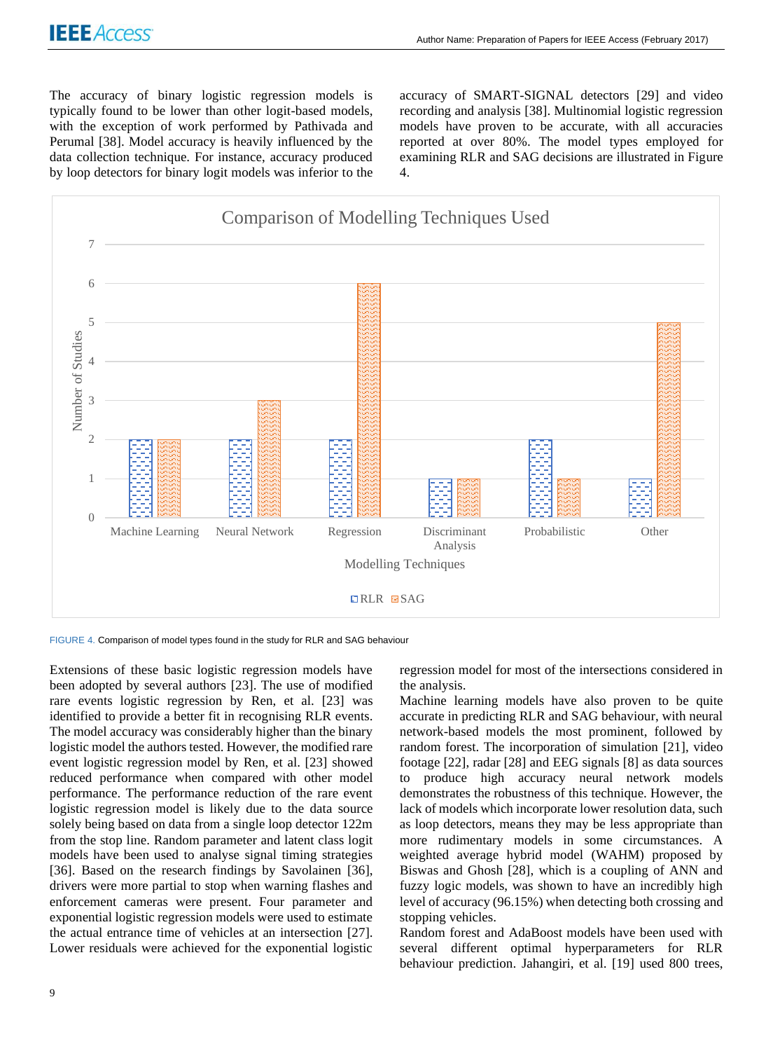The accuracy of binary logistic regression models is typically found to be lower than other logit-based models, with the exception of work performed by Pathivada and Perumal [38]. Model accuracy is heavily influenced by the data collection technique. For instance, accuracy produced by loop detectors for binary logit models was inferior to the accuracy of SMART-SIGNAL detectors [29] and video recording and analysis [38]. Multinomial logistic regression models have proven to be accurate, with all accuracies reported at over 80%. The model types employed for examining RLR and SAG decisions are illustrated in Figure 4.

**Comparison of Modelling Techniques Used**

| Modelling Techniques | RLR (Number of Studies) | SAG (Number of Studies) |
|---|---|---|
| Machine Learning | 2 | 2 |
| Neural Network | 2 | 3 |
| Regression | 2 | 6 |
| Discriminant Analysis | 1 | 1 |
| Probabilistic | 2 | 1 |
| Other | 1 | 5 |

FIGURE 4. Comparison of model types found in the study for RLR and SAG behaviour

Extensions of these basic logistic regression models have been adopted by several authors [23]. The use of modified rare events logistic regression by Ren, et al. [23] was identified to provide a better fit in recognising RLR events. The model accuracy was considerably higher than the binary logistic model the authors tested. However, the modified rare event logistic regression model by Ren, et al. [23] showed reduced performance when compared with other model performance. The performance reduction of the rare event logistic regression model is likely due to the data source solely being based on data from a single loop detector 122m from the stop line. Random parameter and latent class logit models have been used to analyse signal timing strategies [36]. Based on the research findings by Savolainen [36], drivers were more partial to stop when warning flashes and enforcement cameras were present. Four parameter and exponential logistic regression models were used to estimate the actual entrance time of vehicles at an intersection [27]. Lower residuals were achieved for the exponential logistic regression model for most of the intersections considered in the analysis.

Machine learning models have also proven to be quite accurate in predicting RLR and SAG behaviour, with neural network-based models the most prominent, followed by random forest. The incorporation of simulation [21], video footage [22], radar [28] and EEG signals [8] as data sources to produce high accuracy neural network models demonstrates the robustness of this technique. However, the lack of models which incorporate lower resolution data, such as loop detectors, means they may be less appropriate than more rudimentary models in some circumstances. A weighted average hybrid model (WAHM) proposed by Biswas and Ghosh [28], which is a coupling of ANN and fuzzy logic models, was shown to have an incredibly high level of accuracy (96.15%) when detecting both crossing and stopping vehicles.

Random forest and AdaBoost models have been used with several different optimal hyperparameters for RLR behaviour prediction. Jahangiri, et al. [19] used 800 trees,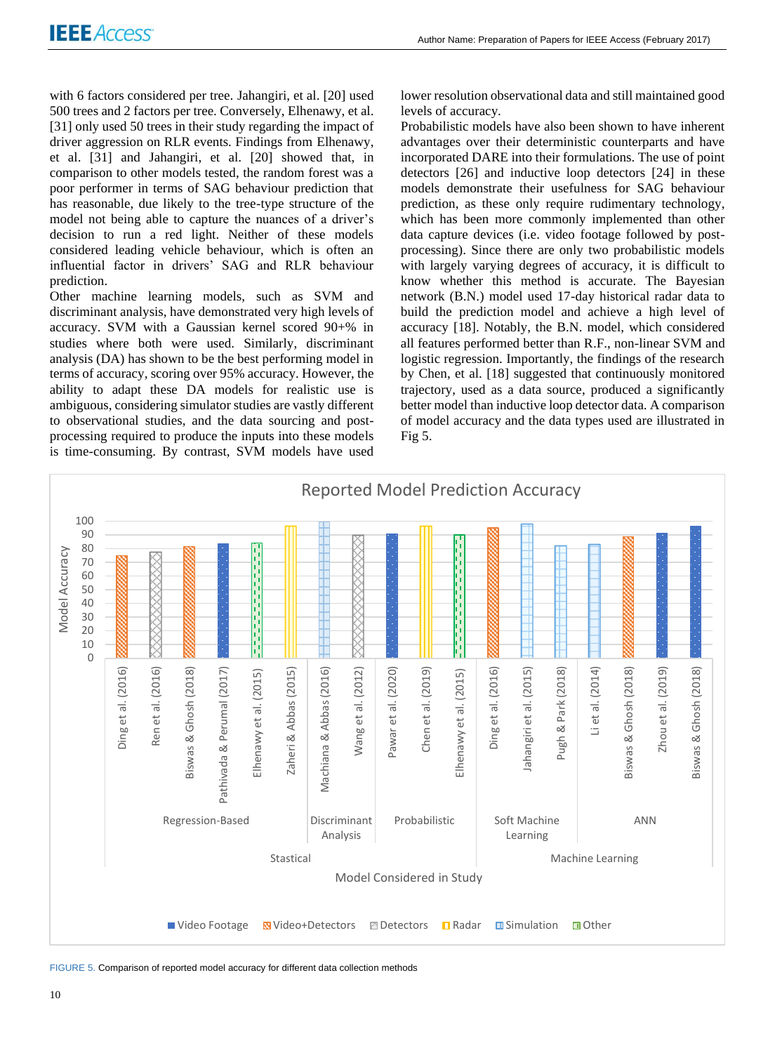with 6 factors considered per tree. Jahangiri, et al. [20] used 500 trees and 2 factors per tree. Conversely, Elhenawy, et al. [31] only used 50 trees in their study regarding the impact of driver aggression on RLR events. Findings from Elhenawy, et al. [31] and Jahangiri, et al. [20] showed that, in comparison to other models tested, the random forest was a poor performer in terms of SAG behaviour prediction that has reasonable, due likely to the tree-type structure of the model not being able to capture the nuances of a driver's decision to run a red light. Neither of these models considered leading vehicle behaviour, which is often an influential factor in drivers' SAG and RLR behaviour prediction.

Other machine learning models, such as SVM and discriminant analysis, have demonstrated very high levels of accuracy. SVM with a Gaussian kernel scored 90+% in studies where both were used. Similarly, discriminant analysis (DA) has shown to be the best performing model in terms of accuracy, scoring over 95% accuracy. However, the ability to adapt these DA models for realistic use is ambiguous, considering simulator studies are vastly different to observational studies, and the data sourcing and post-processing required to produce the inputs into these models is time-consuming. By contrast, SVM models have used lower resolution observational data and still maintained good levels of accuracy.

Probabilistic models have also been shown to have inherent advantages over their deterministic counterparts and have incorporated DARE into their formulations. The use of point detectors [26] and inductive loop detectors [24] in these models demonstrate their usefulness for SAG behaviour prediction, as these only require rudimentary technology, which has been more commonly implemented than other data capture devices (i.e. video footage followed by post-processing). Since there are only two probabilistic models with largely varying degrees of accuracy, it is difficult to know whether this method is accurate. The Bayesian network (B.N.) model used 17-day historical radar data to build the prediction model and achieve a high level of accuracy [18]. Notably, the B.N. model, which considered all features performed better than R.F., non-linear SVM and logistic regression. Importantly, the findings of the research by Chen, et al. [18] suggested that continuously monitored trajectory, used as a data source, produced a significantly better model than inductive loop detector data. A comparison of model accuracy and the data types used are illustrated in Fig 5.

FIGURE 5. Comparison of reported model accuracy for different data collection methods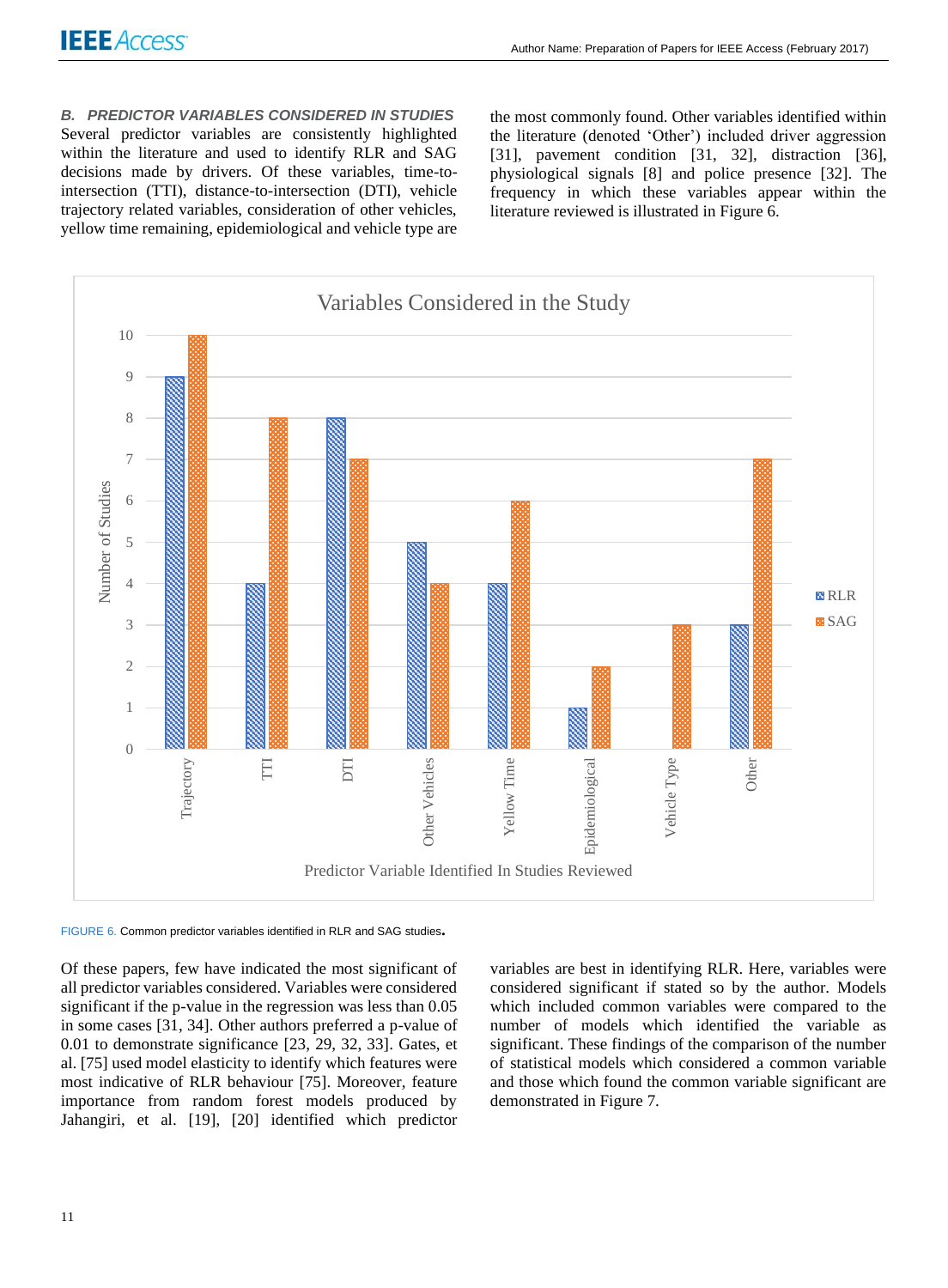### B. PREDICTOR VARIABLES CONSIDERED IN STUDIES

Several predictor variables are consistently highlighted within the literature and used to identify RLR and SAG decisions made by drivers. Of these variables, time-to-intersection (TTI), distance-to-intersection (DTI), vehicle trajectory related variables, consideration of other vehicles, yellow time remaining, epidemiological and vehicle type are the most commonly found. Other variables identified within the literature (denoted 'Other') included driver aggression [31], pavement condition [31, 32], distraction [36], physiological signals [8] and police presence [32]. The frequency in which these variables appear within the literature reviewed is illustrated in Figure 6.

FIGURE 6. Common predictor variables identified in RLR and SAG studies.

Of these papers, few have indicated the most significant of all predictor variables considered. Variables were considered significant if the p-value in the regression was less than 0.05 in some cases [31, 34]. Other authors preferred a p-value of 0.01 to demonstrate significance [23, 29, 32, 33]. Gates, et al. [75] used model elasticity to identify which features were most indicative of RLR behaviour [75]. Moreover, feature importance from random forest models produced by Jahangiri, et al. [19], [20] identified which predictor variables are best in identifying RLR. Here, variables were considered significant if stated so by the author. Models which included common variables were compared to the number of models which identified the variable as significant. These findings of the comparison of the number of statistical models which considered a common variable and those which found the common variable significant are demonstrated in Figure 7.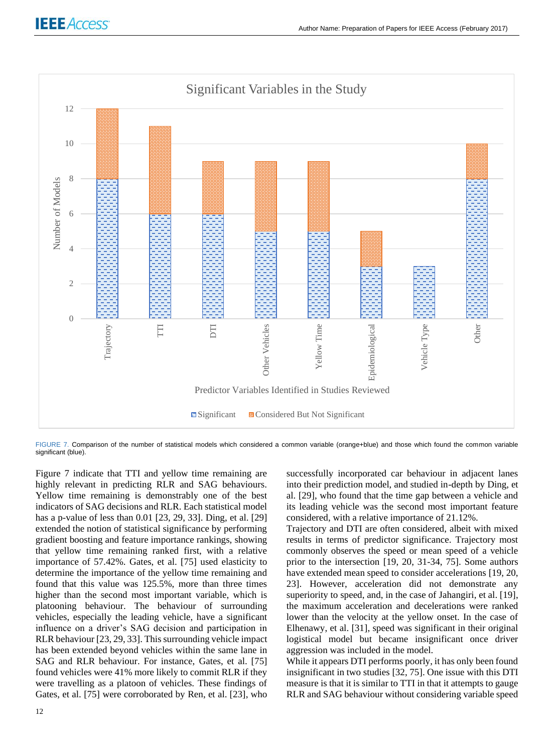FIGURE 7. Comparison of the number of statistical models which considered a common variable (orange+blue) and those which found the common variable significant (blue).

Figure 7 indicate that TTI and yellow time remaining are highly relevant in predicting RLR and SAG behaviours. Yellow time remaining is demonstrably one of the best indicators of SAG decisions and RLR. Each statistical model has a p-value of less than 0.01 [23, 29, 33]. Ding, et al. [29] extended the notion of statistical significance by performing gradient boosting and feature importance rankings, showing that yellow time remaining ranked first, with a relative importance of 57.42%. Gates, et al. [75] used elasticity to determine the importance of the yellow time remaining and found that this value was 125.5%, more than three times higher than the second most important variable, which is platooning behaviour. The behaviour of surrounding vehicles, especially the leading vehicle, have a significant influence on a driver's SAG decision and participation in RLR behaviour [23, 29, 33]. This surrounding vehicle impact has been extended beyond vehicles within the same lane in SAG and RLR behaviour. For instance, Gates, et al. [75] found vehicles were 41% more likely to commit RLR if they were travelling as a platoon of vehicles. These findings of Gates, et al. [75] were corroborated by Ren, et al. [23], who successfully incorporated car behaviour in adjacent lanes into their prediction model, and studied in-depth by Ding, et al. [29], who found that the time gap between a vehicle and its leading vehicle was the second most important feature considered, with a relative importance of 21.12%.

Trajectory and DTI are often considered, albeit with mixed results in terms of predictor significance. Trajectory most commonly observes the speed or mean speed of a vehicle prior to the intersection [19, 20, 31-34, 75]. Some authors have extended mean speed to consider accelerations [19, 20, 23]. However, acceleration did not demonstrate any superiority to speed, and, in the case of Jahangiri, et al. [19], the maximum acceleration and decelerations were ranked lower than the velocity at the yellow onset. In the case of Elhenawy, et al. [31], speed was significant in their original logistical model but became insignificant once driver aggression was included in the model.

While it appears DTI performs poorly, it has only been found insignificant in two studies [32, 75]. One issue with this DTI measure is that it is similar to TTI in that it attempts to gauge RLR and SAG behaviour without considering variable speed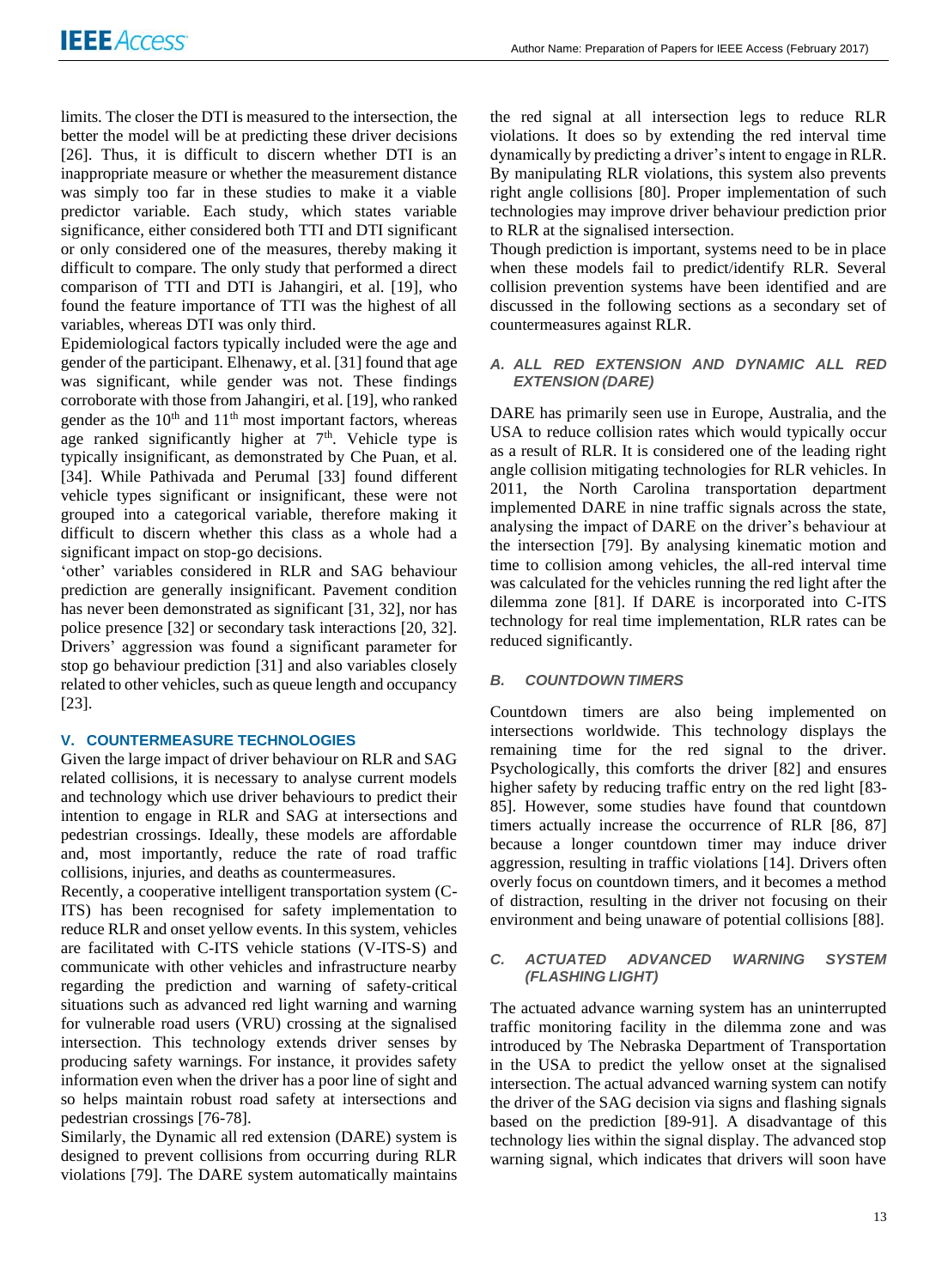limits. The closer the DTI is measured to the intersection, the better the model will be at predicting these driver decisions [26]. Thus, it is difficult to discern whether DTI is an inappropriate measure or whether the measurement distance was simply too far in these studies to make it a viable predictor variable. Each study, which states variable significance, either considered both TTI and DTI significant or only considered one of the measures, thereby making it difficult to compare. The only study that performed a direct comparison of TTI and DTI is Jahangiri, et al. [19], who found the feature importance of TTI was the highest of all variables, whereas DTI was only third.

Epidemiological factors typically included were the age and gender of the participant. Elhenawy, et al. [31] found that age was significant, while gender was not. These findings corroborate with those from Jahangiri, et al. [19], who ranked gender as the 10th and 11th most important factors, whereas age ranked significantly higher at 7th. Vehicle type is typically insignificant, as demonstrated by Che Puan, et al. [34]. While Pathivada and Perumal [33] found different vehicle types significant or insignificant, these were not grouped into a categorical variable, therefore making it difficult to discern whether this class as a whole had a significant impact on stop-go decisions.

'other' variables considered in RLR and SAG behaviour prediction are generally insignificant. Pavement condition has never been demonstrated as significant [31, 32], nor has police presence [32] or secondary task interactions [20, 32]. Drivers' aggression was found a significant parameter for stop go behaviour prediction [31] and also variables closely related to other vehicles, such as queue length and occupancy [23].

## V. COUNTERMEASURE TECHNOLOGIES

Given the large impact of driver behaviour on RLR and SAG related collisions, it is necessary to analyse current models and technology which use driver behaviours to predict their intention to engage in RLR and SAG at intersections and pedestrian crossings. Ideally, these models are affordable and, most importantly, reduce the rate of road traffic collisions, injuries, and deaths as countermeasures.

Recently, a cooperative intelligent transportation system (C-ITS) has been recognised for safety implementation to reduce RLR and onset yellow events. In this system, vehicles are facilitated with C-ITS vehicle stations (V-ITS-S) and communicate with other vehicles and infrastructure nearby regarding the prediction and warning of safety-critical situations such as advanced red light warning and warning for vulnerable road users (VRU) crossing at the signalised intersection. This technology extends driver senses by producing safety warnings. For instance, it provides safety information even when the driver has a poor line of sight and so helps maintain robust road safety at intersections and pedestrian crossings [76-78].

Similarly, the Dynamic all red extension (DARE) system is designed to prevent collisions from occurring during RLR violations [79]. The DARE system automatically maintains the red signal at all intersection legs to reduce RLR violations. It does so by extending the red interval time dynamically by predicting a driver's intent to engage in RLR. By manipulating RLR violations, this system also prevents right angle collisions [80]. Proper implementation of such technologies may improve driver behaviour prediction prior to RLR at the signalised intersection.

Though prediction is important, systems need to be in place when these models fail to predict/identify RLR. Several collision prevention systems have been identified and are discussed in the following sections as a secondary set of countermeasures against RLR.

### *A. ALL RED EXTENSION AND DYNAMIC ALL RED EXTENSION (DARE)*

DARE has primarily seen use in Europe, Australia, and the USA to reduce collision rates which would typically occur as a result of RLR. It is considered one of the leading right angle collision mitigating technologies for RLR vehicles. In 2011, the North Carolina transportation department implemented DARE in nine traffic signals across the state, analysing the impact of DARE on the driver's behaviour at the intersection [79]. By analysing kinematic motion and time to collision among vehicles, the all-red interval time was calculated for the vehicles running the red light after the dilemma zone [81]. If DARE is incorporated into C-ITS technology for real time implementation, RLR rates can be reduced significantly.

### *B. COUNTDOWN TIMERS*

Countdown timers are also being implemented on intersections worldwide. This technology displays the remaining time for the red signal to the driver. Psychologically, this comforts the driver [82] and ensures higher safety by reducing traffic entry on the red light [83-85]. However, some studies have found that countdown timers actually increase the occurrence of RLR [86, 87] because a longer countdown timer may induce driver aggression, resulting in traffic violations [14]. Drivers often overly focus on countdown timers, and it becomes a method of distraction, resulting in the driver not focusing on their environment and being unaware of potential collisions [88].

### *C. ACTUATED ADVANCED WARNING SYSTEM (FLASHING LIGHT)*

The actuated advance warning system has an uninterrupted traffic monitoring facility in the dilemma zone and was introduced by The Nebraska Department of Transportation in the USA to predict the yellow onset at the signalised intersection. The actual advanced warning system can notify the driver of the SAG decision via signs and flashing signals based on the prediction [89-91]. A disadvantage of this technology lies within the signal display. The advanced stop warning signal, which indicates that drivers will soon have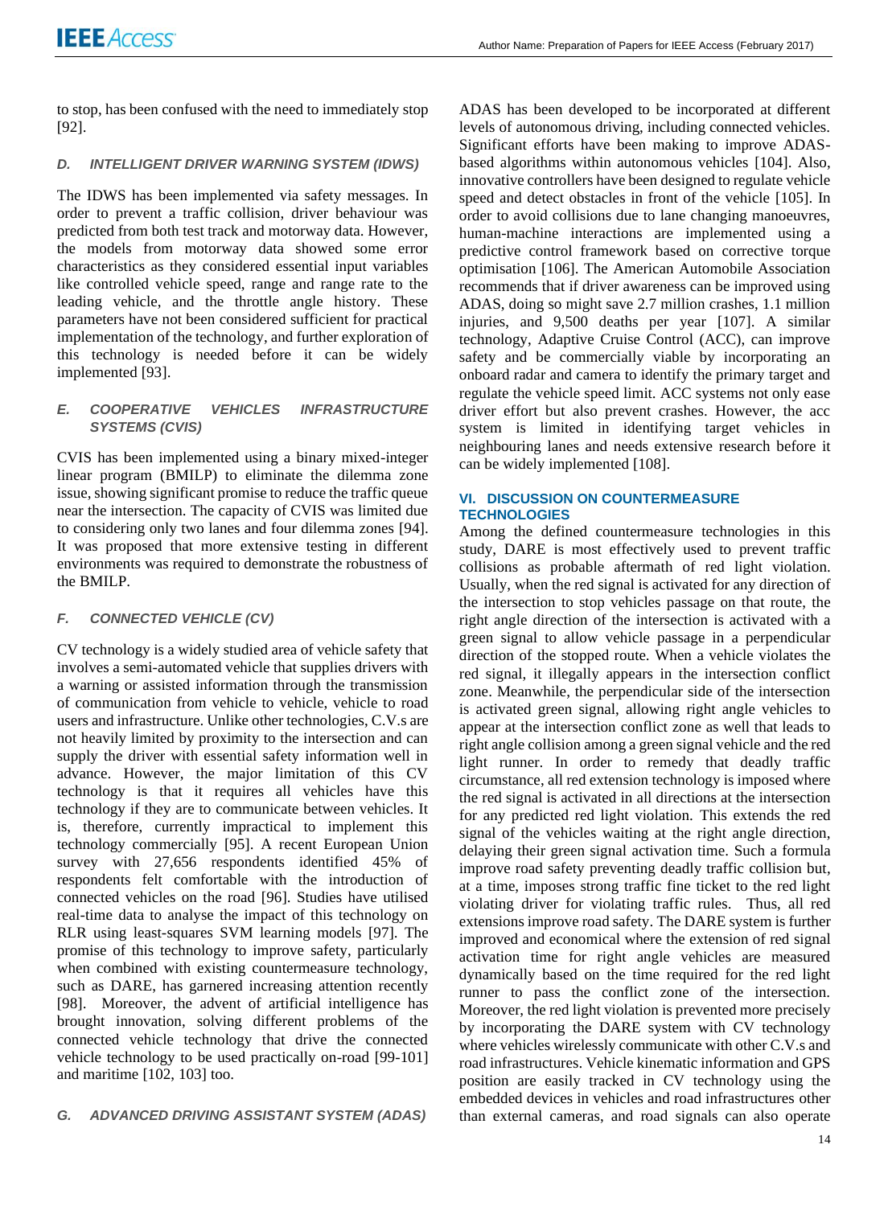to stop, has been confused with the need to immediately stop [92].

### D. INTELLIGENT DRIVER WARNING SYSTEM (IDWS)

The IDWS has been implemented via safety messages. In order to prevent a traffic collision, driver behaviour was predicted from both test track and motorway data. However, the models from motorway data showed some error characteristics as they considered essential input variables like controlled vehicle speed, range and range rate to the leading vehicle, and the throttle angle history. These parameters have not been considered sufficient for practical implementation of the technology, and further exploration of this technology is needed before it can be widely implemented [93].

### E. COOPERATIVE VEHICLES INFRASTRUCTURE SYSTEMS (CVIS)

CVIS has been implemented using a binary mixed-integer linear program (BMILP) to eliminate the dilemma zone issue, showing significant promise to reduce the traffic queue near the intersection. The capacity of CVIS was limited due to considering only two lanes and four dilemma zones [94]. It was proposed that more extensive testing in different environments was required to demonstrate the robustness of the BMILP.

### F. CONNECTED VEHICLE (CV)

CV technology is a widely studied area of vehicle safety that involves a semi-automated vehicle that supplies drivers with a warning or assisted information through the transmission of communication from vehicle to vehicle, vehicle to road users and infrastructure. Unlike other technologies, C.V.s are not heavily limited by proximity to the intersection and can supply the driver with essential safety information well in advance. However, the major limitation of this CV technology is that it requires all vehicles have this technology if they are to communicate between vehicles. It is, therefore, currently impractical to implement this technology commercially [95]. A recent European Union survey with 27,656 respondents identified 45% of respondents felt comfortable with the introduction of connected vehicles on the road [96]. Studies have utilised real-time data to analyse the impact of this technology on RLR using least-squares SVM learning models [97]. The promise of this technology to improve safety, particularly when combined with existing countermeasure technology, such as DARE, has garnered increasing attention recently [98]. Moreover, the advent of artificial intelligence has brought innovation, solving different problems of the connected vehicle technology that drive the connected vehicle technology to be used practically on-road [99-101] and maritime [102, 103] too.

### G. ADVANCED DRIVING ASSISTANT SYSTEM (ADAS)

ADAS has been developed to be incorporated at different levels of autonomous driving, including connected vehicles. Significant efforts have been making to improve ADAS-based algorithms within autonomous vehicles [104]. Also, innovative controllers have been designed to regulate vehicle speed and detect obstacles in front of the vehicle [105]. In order to avoid collisions due to lane changing manoeuvres, human-machine interactions are implemented using a predictive control framework based on corrective torque optimisation [106]. The American Automobile Association recommends that if driver awareness can be improved using ADAS, doing so might save 2.7 million crashes, 1.1 million injuries, and 9,500 deaths per year [107]. A similar technology, Adaptive Cruise Control (ACC), can improve safety and be commercially viable by incorporating an onboard radar and camera to identify the primary target and regulate the vehicle speed limit. ACC systems not only ease driver effort but also prevent crashes. However, the acc system is limited in identifying target vehicles in neighbouring lanes and needs extensive research before it can be widely implemented [108].

## VI. DISCUSSION ON COUNTERMEASURE TECHNOLOGIES

Among the defined countermeasure technologies in this study, DARE is most effectively used to prevent traffic collisions as probable aftermath of red light violation. Usually, when the red signal is activated for any direction of the intersection to stop vehicles passage on that route, the right angle direction of the intersection is activated with a green signal to allow vehicle passage in a perpendicular direction of the stopped route. When a vehicle violates the red signal, it illegally appears in the intersection conflict zone. Meanwhile, the perpendicular side of the intersection is activated green signal, allowing right angle vehicles to appear at the intersection conflict zone as well that leads to right angle collision among a green signal vehicle and the red light runner. In order to remedy that deadly traffic circumstance, all red extension technology is imposed where the red signal is activated in all directions at the intersection for any predicted red light violation. This extends the red signal of the vehicles waiting at the right angle direction, delaying their green signal activation time. Such a formula improve road safety preventing deadly traffic collision but, at a time, imposes strong traffic fine ticket to the red light violating driver for violating traffic rules. Thus, all red extensions improve road safety. The DARE system is further improved and economical where the extension of red signal activation time for right angle vehicles are measured dynamically based on the time required for the red light runner to pass the conflict zone of the intersection. Moreover, the red light violation is prevented more precisely by incorporating the DARE system with CV technology where vehicles wirelessly communicate with other C.V.s and road infrastructures. Vehicle kinematic information and GPS position are easily tracked in CV technology using the embedded devices in vehicles and road infrastructures other than external cameras, and road signals can also operate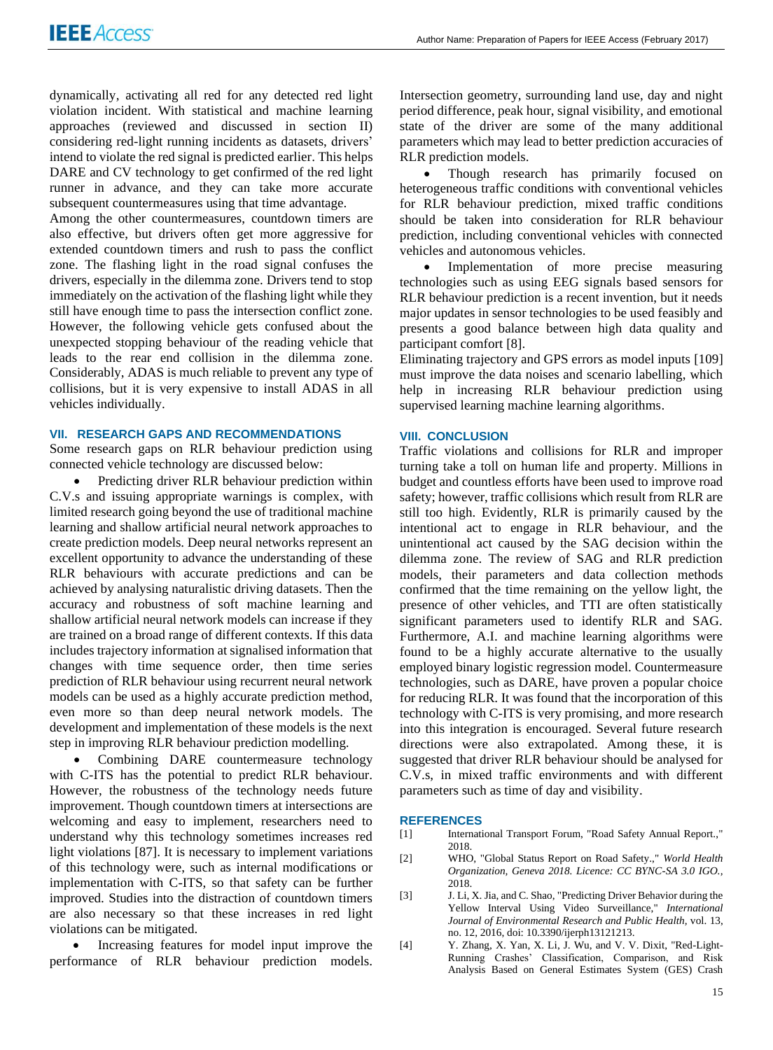dynamically, activating all red for any detected red light violation incident. With statistical and machine learning approaches (reviewed and discussed in section II) considering red-light running incidents as datasets, drivers' intend to violate the red signal is predicted earlier. This helps DARE and CV technology to get confirmed of the red light runner in advance, and they can take more accurate subsequent countermeasures using that time advantage.

Among the other countermeasures, countdown timers are also effective, but drivers often get more aggressive for extended countdown timers and rush to pass the conflict zone. The flashing light in the road signal confuses the drivers, especially in the dilemma zone. Drivers tend to stop immediately on the activation of the flashing light while they still have enough time to pass the intersection conflict zone. However, the following vehicle gets confused about the unexpected stopping behaviour of the reading vehicle that leads to the rear end collision in the dilemma zone. Considerably, ADAS is much reliable to prevent any type of collisions, but it is very expensive to install ADAS in all vehicles individually.

## VII. RESEARCH GAPS AND RECOMMENDATIONS

Some research gaps on RLR behaviour prediction using connected vehicle technology are discussed below:

- Predicting driver RLR behaviour prediction within C.V.s and issuing appropriate warnings is complex, with limited research going beyond the use of traditional machine learning and shallow artificial neural network approaches to create prediction models. Deep neural networks represent an excellent opportunity to advance the understanding of these RLR behaviours with accurate predictions and can be achieved by analysing naturalistic driving datasets. Then the accuracy and robustness of soft machine learning and shallow artificial neural network models can increase if they are trained on a broad range of different contexts. If this data includes trajectory information at signalised information that changes with time sequence order, then time series prediction of RLR behaviour using recurrent neural network models can be used as a highly accurate prediction method, even more so than deep neural network models. The development and implementation of these models is the next step in improving RLR behaviour prediction modelling.
- Combining DARE countermeasure technology with C-ITS has the potential to predict RLR behaviour. However, the robustness of the technology needs future improvement. Though countdown timers at intersections are welcoming and easy to implement, researchers need to understand why this technology sometimes increases red light violations [87]. It is necessary to implement variations of this technology were, such as internal modifications or implementation with C-ITS, so that safety can be further improved. Studies into the distraction of countdown timers are also necessary so that these increases in red light violations can be mitigated.
- Increasing features for model input improve the performance of RLR behaviour prediction models. Intersection geometry, surrounding land use, day and night period difference, peak hour, signal visibility, and emotional state of the driver are some of the many additional parameters which may lead to better prediction accuracies of RLR prediction models.
- Though research has primarily focused on heterogeneous traffic conditions with conventional vehicles for RLR behaviour prediction, mixed traffic conditions should be taken into consideration for RLR behaviour prediction, including conventional vehicles with connected vehicles and autonomous vehicles.
- Implementation of more precise measuring technologies such as using EEG signals based sensors for RLR behaviour prediction is a recent invention, but it needs major updates in sensor technologies to be used feasibly and presents a good balance between high data quality and participant comfort [8].

Eliminating trajectory and GPS errors as model inputs [109] must improve the data noises and scenario labelling, which help in increasing RLR behaviour prediction using supervised learning machine learning algorithms.

## VIII. CONCLUSION

Traffic violations and collisions for RLR and improper turning take a toll on human life and property. Millions in budget and countless efforts have been used to improve road safety; however, traffic collisions which result from RLR are still too high. Evidently, RLR is primarily caused by the intentional act to engage in RLR behaviour, and the unintentional act caused by the SAG decision within the dilemma zone. The review of SAG and RLR prediction models, their parameters and data collection methods confirmed that the time remaining on the yellow light, the presence of other vehicles, and TTI are often statistically significant parameters used to identify RLR and SAG. Furthermore, A.I. and machine learning algorithms were found to be a highly accurate alternative to the usually employed binary logistic regression model. Countermeasure technologies, such as DARE, have proven a popular choice for reducing RLR. It was found that the incorporation of this technology with C-ITS is very promising, and more research into this integration is encouraged. Several future research directions were also extrapolated. Among these, it is suggested that driver RLR behaviour should be analysed for C.V.s, in mixed traffic environments and with different parameters such as time of day and visibility.

## REFERENCES

[1] International Transport Forum, "Road Safety Annual Report.," 2018.

[2] WHO, "Global Status Report on Road Safety.," *World Health Organization, Geneva 2018. Licence: CC BYNC-SA 3.0 IGO.,* 2018.

[3] J. Li, X. Jia, and C. Shao, "Predicting Driver Behavior during the Yellow Interval Using Video Surveillance," *International Journal of Environmental Research and Public Health,* vol. 13, no. 12, 2016, doi: 10.3390/ijerph13121213.

[4] Y. Zhang, X. Yan, X. Li, J. Wu, and V. V. Dixit, "Red-Light-Running Crashes' Classification, Comparison, and Risk Analysis Based on General Estimates System (GES) Crash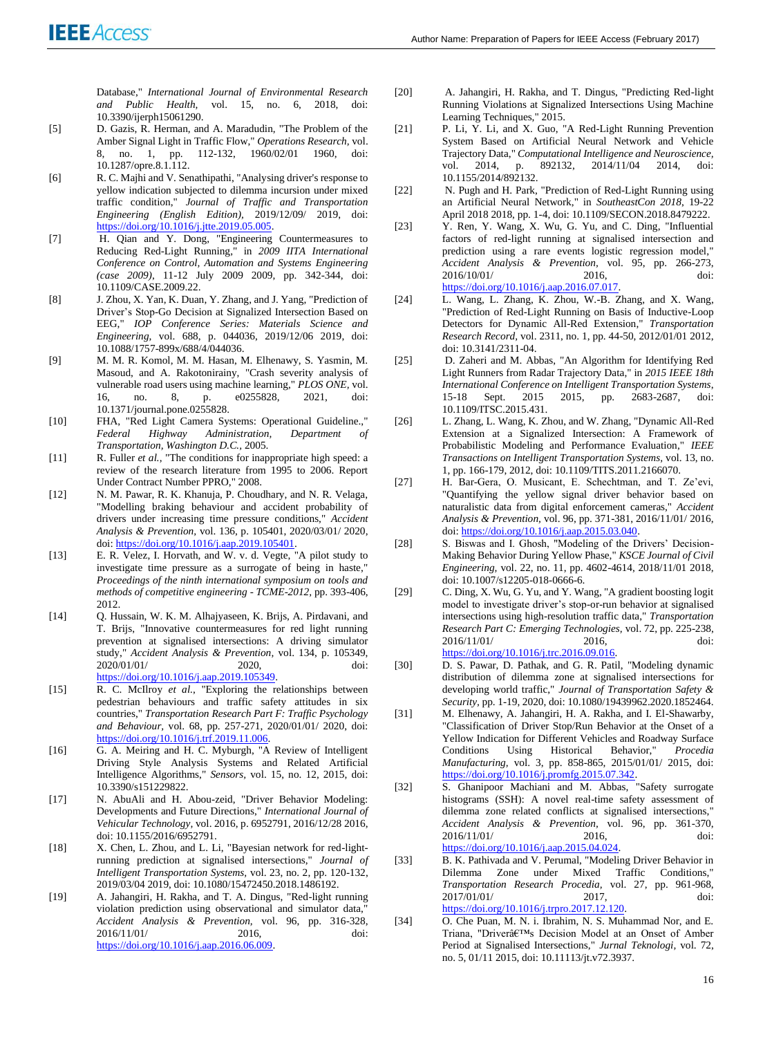Database," *International Journal of Environmental Research and Public Health*, vol. 15, no. 6, 2018, doi: 10.3390/ijerph15061290.

[5] D. Gazis, R. Herman, and A. Maradudin, "The Problem of the Amber Signal Light in Traffic Flow," *Operations Research*, vol. 8, no. 1, pp. 112-132, 1960/02/01 1960, doi: 10.1287/opre.8.1.112.

[6] R. C. Majhi and V. Senathipathi, "Analysing driver's response to yellow indication subjected to dilemma incursion under mixed traffic condition," *Journal of Traffic and Transportation Engineering (English Edition)*, 2019/12/09/ 2019, doi: https://doi.org/10.1016/j.jtte.2019.05.005.

[7] H. Qian and Y. Dong, "Engineering Countermeasures to Reducing Red-Light Running," in *2009 IITA International Conference on Control, Automation and Systems Engineering (case 2009)*, 11-12 July 2009 2009, pp. 342-344, doi: 10.1109/CASE.2009.22.

[8] J. Zhou, X. Yan, K. Duan, Y. Zhang, and J. Yang, "Prediction of Driver's Stop-Go Decision at Signalized Intersection Based on EEG," *IOP Conference Series: Materials Science and Engineering*, vol. 688, p. 044036, 2019/12/06 2019, doi: 10.1088/1757-899x/688/4/044036.

[9] M. M. R. Komol, M. M. Hasan, M. Elhenawy, S. Yasmin, M. Masoud, and A. Rakotonirainy, "Crash severity analysis of vulnerable road users using machine learning," *PLOS ONE*, vol. 16, no. 8, p. e0255828, 2021, doi: 10.1371/journal.pone.0255828.

[10] FHA, "Red Light Camera Systems: Operational Guideline.," *Federal Highway Administration, Department of Transportation, Washington D.C.*, 2005.

[11] R. Fuller *et al.*, "The conditions for inappropriate high speed: a review of the research literature from 1995 to 2006. Report Under Contract Number PPRO," 2008.

[12] N. M. Pawar, R. K. Khanuja, P. Choudhary, and N. R. Velaga, "Modelling braking behaviour and accident probability of drivers under increasing time pressure conditions," *Accident Analysis & Prevention*, vol. 136, p. 105401, 2020/03/01/ 2020, doi: https://doi.org/10.1016/j.aap.2019.105401.

[13] E. R. Velez, I. Horvath, and W. v. d. Vegte, "A pilot study to investigate time pressure as a surrogate of being in haste," *Proceedings of the ninth international symposium on tools and methods of competitive engineering - TCME-2012*, pp. 393-406, 2012.

[14] Q. Hussain, W. K. M. Alhajyaseen, K. Brijs, A. Pirdavani, and T. Brijs, "Innovative countermeasures for red light running prevention at signalized intersections: A driving simulator study," *Accident Analysis & Prevention*, vol. 134, p. 105349, 2020/01/01/ 2020, doi: https://doi.org/10.1016/j.aap.2019.105349.

[15] R. C. McIlroy *et al.*, "Exploring the relationships between pedestrian behaviours and traffic safety attitudes in six countries," *Transportation Research Part F: Traffic Psychology and Behaviour*, vol. 68, pp. 257-271, 2020/01/01/ 2020, doi: https://doi.org/10.1016/j.trf.2019.11.006.

[16] G. A. Meiring and H. C. Myburgh, "A Review of Intelligent Driving Style Analysis Systems and Related Artificial Intelligence Algorithms," *Sensors*, vol. 15, no. 12, 2015, doi: 10.3390/s151229822.

[17] N. AbuAli and H. Abou-zeid, "Driver Behavior Modeling: Developments and Future Directions," *International Journal of Vehicular Technology*, vol. 2016, p. 6952791, 2016/12/28 2016, doi: 10.1155/2016/6952791.

[18] X. Chen, L. Zhou, and L. Li, "Bayesian network for red-light-running prediction at signalised intersections," *Journal of Intelligent Transportation Systems*, vol. 23, no. 2, pp. 120-132, 2019/03/04 2019, doi: 10.1080/15472450.2018.1486192.

[19] A. Jahangiri, H. Rakha, and T. A. Dingus, "Red-light running violation prediction using observational and simulator data," *Accident Analysis & Prevention*, vol. 96, pp. 316-328, 2016/11/01/ 2016, doi: https://doi.org/10.1016/j.aap.2016.06.009.

[20] A. Jahangiri, H. Rakha, and T. Dingus, "Predicting Red-light Running Violations at Signalized Intersections Using Machine Learning Techniques," 2015.

[21] P. Li, Y. Li, and X. Guo, "A Red-Light Running Prevention System Based on Artificial Neural Network and Vehicle Trajectory Data," *Computational Intelligence and Neuroscience*, vol. 2014, p. 892132, 2014/11/04 2014, doi: 10.1155/2014/892132.

[22] N. Pugh and H. Park, "Prediction of Red-Light Running using an Artificial Neural Network," in *SoutheastCon 2018*, 19-22 April 2018 2018, pp. 1-4, doi: 10.1109/SECON.2018.8479222.

[23] Y. Ren, Y. Wang, X. Wu, G. Yu, and C. Ding, "Influential factors of red-light running at signalised intersection and prediction using a rare events logistic regression model," *Accident Analysis & Prevention*, vol. 95, pp. 266-273, 2016/10/01/ 2016, doi: https://doi.org/10.1016/j.aap.2016.07.017.

[24] L. Wang, L. Zhang, K. Zhou, W.-B. Zhang, and X. Wang, "Prediction of Red-Light Running on Basis of Inductive-Loop Detectors for Dynamic All-Red Extension," *Transportation Research Record*, vol. 2311, no. 1, pp. 44-50, 2012/01/01 2012, doi: 10.3141/2311-04.

[25] D. Zaheri and M. Abbas, "An Algorithm for Identifying Red Light Runners from Radar Trajectory Data," in *2015 IEEE 18th International Conference on Intelligent Transportation Systems*, 15-18 Sept. 2015 2015, pp. 2683-2687, doi: 10.1109/ITSC.2015.431.

[26] L. Zhang, L. Wang, K. Zhou, and W. Zhang, "Dynamic All-Red Extension at a Signalized Intersection: A Framework of Probabilistic Modeling and Performance Evaluation," *IEEE Transactions on Intelligent Transportation Systems*, vol. 13, no. 1, pp. 166-179, 2012, doi: 10.1109/TITS.2011.2166070.

[27] H. Bar-Gera, O. Musicant, E. Schechtman, and T. Ze'evi, "Quantifying the yellow signal driver behavior based on naturalistic data from digital enforcement cameras," *Accident Analysis & Prevention*, vol. 96, pp. 371-381, 2016/11/01/ 2016, doi: https://doi.org/10.1016/j.aap.2015.03.040.

[28] S. Biswas and I. Ghosh, "Modeling of the Drivers' Decision-Making Behavior During Yellow Phase," *KSCE Journal of Civil Engineering*, vol. 22, no. 11, pp. 4602-4614, 2018/11/01 2018, doi: 10.1007/s12205-018-0666-6.

[29] C. Ding, X. Wu, G. Yu, and Y. Wang, "A gradient boosting logit model to investigate driver's stop-or-run behavior at signalized intersections using high-resolution traffic data," *Transportation Research Part C: Emerging Technologies*, vol. 72, pp. 225-238, 2016/11/01/ 2016, doi: https://doi.org/10.1016/j.trc.2016.09.016.

[30] D. S. Pawar, D. Pathak, and G. R. Patil, "Modeling dynamic distribution of dilemma zone at signalised intersections for developing world traffic," *Journal of Transportation Safety & Security*, pp. 1-19, 2020, doi: 10.1080/19439962.2020.1852464.

[31] M. Elhenawy, A. Jahangiri, H. A. Rakha, and I. El-Shawarby, "Classification of Driver Stop/Run Behavior at the Onset of a Yellow Indication for Different Vehicles and Roadway Surface Conditions Using Historical Behavior," *Procedia Manufacturing*, vol. 3, pp. 858-865, 2015/01/01/ 2015, doi: https://doi.org/10.1016/j.promfg.2015.07.342.

[32] S. Ghanipoor Machiani and M. Abbas, "Safety surrogate histograms (SSH): A novel real-time safety assessment of dilemma zone related conflicts at signalized intersections," *Accident Analysis & Prevention*, vol. 96, pp. 361-370, 2016/11/01/ 2016, doi: https://doi.org/10.1016/j.aap.2015.04.024.

[33] B. K. Pathivada and V. Perumal, "Modeling Driver Behavior in Dilemma Zone under Mixed Traffic Conditions," *Transportation Research Procedia*, vol. 27, pp. 961-968, 2017/01/01/ 2017, doi: https://doi.org/10.1016/j.trpro.2017.12.120.

[34] O. Che Puan, M. N. i. Ibrahim, N. S. Muhammad Nor, and E. Triana, "Driverâ€™s Decision Model at an Onset of Amber Period at Signalised Intersections," *Jurnal Teknologi*, vol. 72, no. 5, 01/11 2015, doi: 10.11113/jt.v72.3937.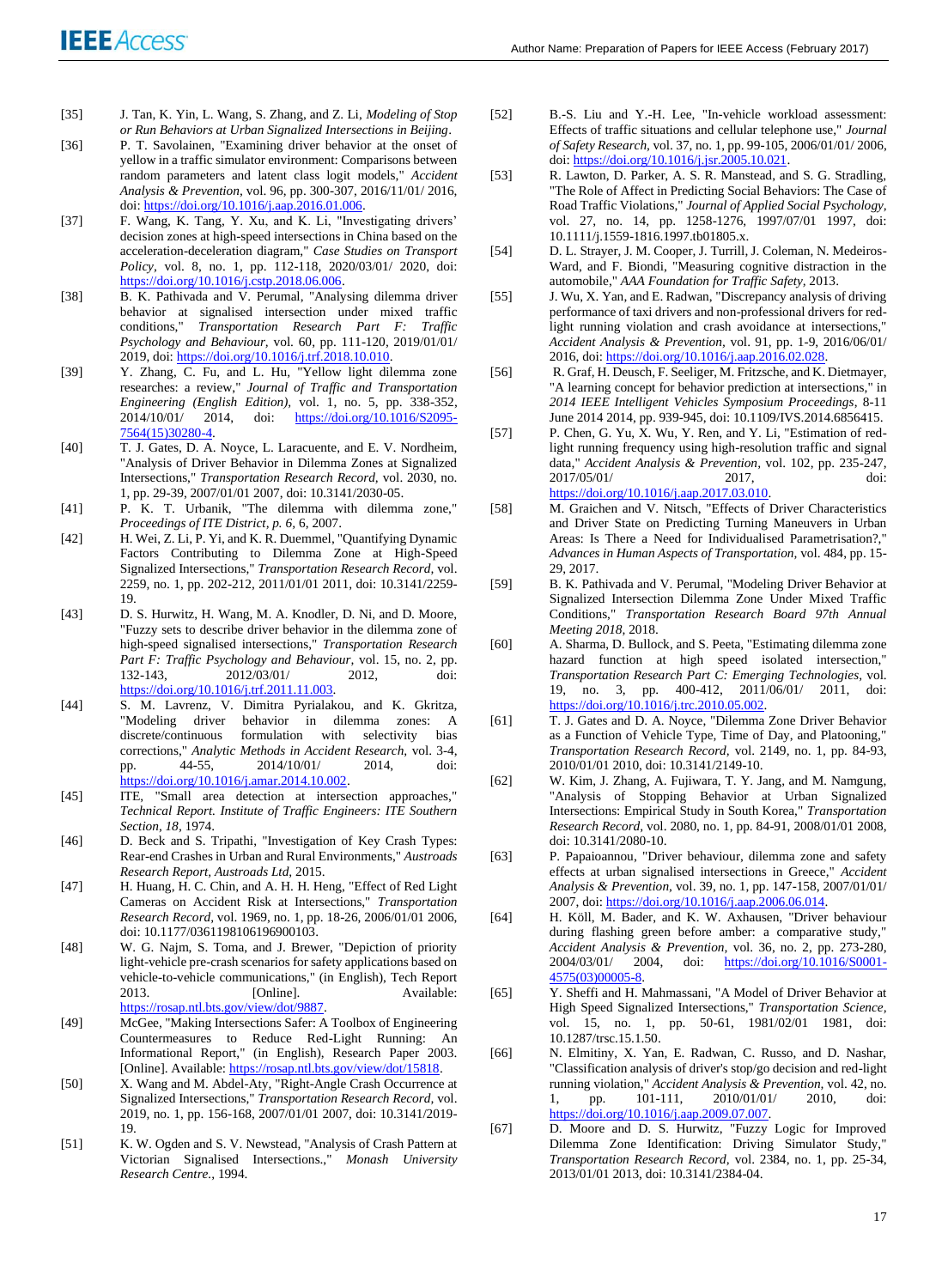[35] J. Tan, K. Yin, L. Wang, S. Zhang, and Z. Li, *Modeling of Stop or Run Behaviors at Urban Signalized Intersections in Beijing*.

[36] P. T. Savolainen, "Examining driver behavior at the onset of yellow in a traffic simulator environment: Comparisons between random parameters and latent class logit models," *Accident Analysis & Prevention*, vol. 96, pp. 300-307, 2016/11/01/ 2016, doi: https://doi.org/10.1016/j.aap.2016.01.006.

[37] F. Wang, K. Tang, Y. Xu, and K. Li, "Investigating drivers' decision zones at high-speed intersections in China based on the acceleration-deceleration diagram," *Case Studies on Transport Policy*, vol. 8, no. 1, pp. 112-118, 2020/03/01/ 2020, doi: https://doi.org/10.1016/j.cstp.2018.06.006.

[38] B. K. Pathivada and V. Perumal, "Analysing dilemma driver behavior at signalised intersection under mixed traffic conditions," *Transportation Research Part F: Traffic Psychology and Behaviour*, vol. 60, pp. 111-120, 2019/01/01/ 2019, doi: https://doi.org/10.1016/j.trf.2018.10.010.

[39] Y. Zhang, C. Fu, and L. Hu, "Yellow light dilemma zone researches: a review," *Journal of Traffic and Transportation Engineering (English Edition)*, vol. 1, no. 5, pp. 338-352, 2014/10/01/ 2014, doi: https://doi.org/10.1016/S2095-7564(15)30280-4.

[40] T. J. Gates, D. A. Noyce, L. Laracuente, and E. V. Nordheim, "Analysis of Driver Behavior in Dilemma Zones at Signalized Intersections," *Transportation Research Record*, vol. 2030, no. 1, pp. 29-39, 2007/01/01 2007, doi: 10.3141/2030-05.

[41] P. K. T. Urbanik, "The dilemma with dilemma zone," *Proceedings of ITE District, p. 6*, 6, 2007.

[42] H. Wei, Z. Li, P. Yi, and K. R. Duemmel, "Quantifying Dynamic Factors Contributing to Dilemma Zone at High-Speed Signalized Intersections," *Transportation Research Record*, vol. 2259, no. 1, pp. 202-212, 2011/01/01 2011, doi: 10.3141/2259-19.

[43] D. S. Hurwitz, H. Wang, M. A. Knodler, D. Ni, and D. Moore, "Fuzzy sets to describe driver behavior in the dilemma zone of high-speed signalised intersections," *Transportation Research Part F: Traffic Psychology and Behaviour*, vol. 15, no. 2, pp. 132-143, 2012/03/01/ 2012, doi: https://doi.org/10.1016/j.trf.2011.11.003.

[44] S. M. Lavrenz, V. Dimitra Pyrialakou, and K. Gkritza, "Modeling driver behavior in dilemma zones: A discrete/continuous formulation with selectivity bias corrections," *Analytic Methods in Accident Research*, vol. 3-4, pp. 44-55, 2014/10/01/ 2014, doi: https://doi.org/10.1016/j.amar.2014.10.002.

[45] ITE, "Small area detection at intersection approaches," *Technical Report. Institute of Traffic Engineers: ITE Southern Section, 18*, 1974.

[46] D. Beck and S. Tripathi, "Investigation of Key Crash Types: Rear-end Crashes in Urban and Rural Environments," *Austroads Research Report, Austroads Ltd*, 2015.

[47] H. Huang, H. C. Chin, and A. H. H. Heng, "Effect of Red Light Cameras on Accident Risk at Intersections," *Transportation Research Record*, vol. 1969, no. 1, pp. 18-26, 2006/01/01 2006, doi: 10.1177/0361198106196900103.

[48] W. G. Najm, S. Toma, and J. Brewer, "Depiction of priority light-vehicle pre-crash scenarios for safety applications based on vehicle-to-vehicle communications," (in English), Tech Report 2013. [Online]. Available: https://rosap.ntl.bts.gov/view/dot/9887.

[49] McGee, "Making Intersections Safer: A Toolbox of Engineering Countermeasures to Reduce Red-Light Running: An Informational Report," (in English), Research Paper 2003. [Online]. Available: https://rosap.ntl.bts.gov/view/dot/15818.

[50] X. Wang and M. Abdel-Aty, "Right-Angle Crash Occurrence at Signalized Intersections," *Transportation Research Record*, vol. 2019, no. 1, pp. 156-168, 2007/01/01 2007, doi: 10.3141/2019-19.

[51] K. W. Ogden and S. V. Newstead, "Analysis of Crash Pattern at Victorian Signalised Intersections.," *Monash University Research Centre.*, 1994.

[52] B.-S. Liu and Y.-H. Lee, "In-vehicle workload assessment: Effects of traffic situations and cellular telephone use," *Journal of Safety Research*, vol. 37, no. 1, pp. 99-105, 2006/01/01/ 2006, doi: https://doi.org/10.1016/j.jsr.2005.10.021.

[53] R. Lawton, D. Parker, A. S. R. Manstead, and S. G. Stradling, "The Role of Affect in Predicting Social Behaviors: The Case of Road Traffic Violations," *Journal of Applied Social Psychology*, vol. 27, no. 14, pp. 1258-1276, 1997/07/01 1997, doi: 10.1111/j.1559-1816.1997.tb01805.x.

[54] D. L. Strayer, J. M. Cooper, J. Turrill, J. Coleman, N. Medeiros-Ward, and F. Biondi, "Measuring cognitive distraction in the automobile," *AAA Foundation for Traffic Safety*, 2013.

[55] J. Wu, X. Yan, and E. Radwan, "Discrepancy analysis of driving performance of taxi drivers and non-professional drivers for red-light running violation and crash avoidance at intersections," *Accident Analysis & Prevention*, vol. 91, pp. 1-9, 2016/06/01/ 2016, doi: https://doi.org/10.1016/j.aap.2016.02.028.

[56] R. Graf, H. Deusch, F. Seeliger, M. Fritzsche, and K. Dietmayer, "A learning concept for behavior prediction at intersections," in *2014 IEEE Intelligent Vehicles Symposium Proceedings*, 8-11 June 2014 2014, pp. 939-945, doi: 10.1109/IVS.2014.6856415.

[57] P. Chen, G. Yu, X. Wu, Y. Ren, and Y. Li, "Estimation of red-light running frequency using high-resolution traffic and signal data," *Accident Analysis & Prevention*, vol. 102, pp. 235-247, 2017/05/01/ 2017, doi: https://doi.org/10.1016/j.aap.2017.03.010.

[58] M. Graichen and V. Nitsch, "Effects of Driver Characteristics and Driver State on Predicting Turning Maneuvers in Urban Areas: Is There a Need for Individualised Parametrisation?," *Advances in Human Aspects of Transportation*, vol. 484, pp. 15-29, 2017.

[59] B. K. Pathivada and V. Perumal, "Modeling Driver Behavior at Signalized Intersection Dilemma Zone Under Mixed Traffic Conditions," *Transportation Research Board 97th Annual Meeting 2018*, 2018.

[60] A. Sharma, D. Bullock, and S. Peeta, "Estimating dilemma zone hazard function at high speed isolated intersection," *Transportation Research Part C: Emerging Technologies*, vol. 19, no. 3, pp. 400-412, 2011/06/01/ 2011, doi: https://doi.org/10.1016/j.trc.2010.05.002.

[61] T. J. Gates and D. A. Noyce, "Dilemma Zone Driver Behavior as a Function of Vehicle Type, Time of Day, and Platooning," *Transportation Research Record*, vol. 2149, no. 1, pp. 84-93, 2010/01/01 2010, doi: 10.3141/2149-10.

[62] W. Kim, J. Zhang, A. Fujiwara, T. Y. Jang, and M. Namgung, "Analysis of Stopping Behavior at Urban Signalized Intersections: Empirical Study in South Korea," *Transportation Research Record*, vol. 2080, no. 1, pp. 84-91, 2008/01/01 2008, doi: 10.3141/2080-10.

[63] P. Papaioannou, "Driver behaviour, dilemma zone and safety effects at urban signalised intersections in Greece," *Accident Analysis & Prevention*, vol. 39, no. 1, pp. 147-158, 2007/01/01/ 2007, doi: https://doi.org/10.1016/j.aap.2006.06.014.

[64] H. Köll, M. Bader, and K. W. Axhausen, "Driver behaviour during flashing green before amber: a comparative study," *Accident Analysis & Prevention*, vol. 36, no. 2, pp. 273-280, 2004/03/01/ 2004, doi: https://doi.org/10.1016/S0001-4575(03)00005-8.

[65] Y. Sheffi and H. Mahmassani, "A Model of Driver Behavior at High Speed Signalized Intersections," *Transportation Science*, vol. 15, no. 1, pp. 50-61, 1981/02/01 1981, doi: 10.1287/trsc.15.1.50.

[66] N. Elmitiny, X. Yan, E. Radwan, C. Russo, and D. Nashar, "Classification analysis of driver's stop/go decision and red-light running violation," *Accident Analysis & Prevention*, vol. 42, no. 1, pp. 101-111, 2010/01/01/ 2010, doi: https://doi.org/10.1016/j.aap.2009.07.007.

[67] D. Moore and D. S. Hurwitz, "Fuzzy Logic for Improved Dilemma Zone Identification: Driving Simulator Study," *Transportation Research Record*, vol. 2384, no. 1, pp. 25-34, 2013/01/01 2013, doi: 10.3141/2384-04.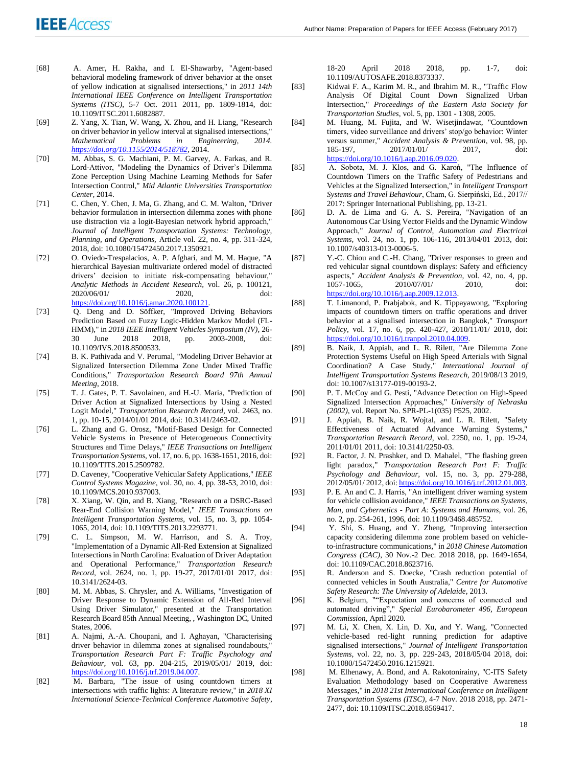[68] A. Amer, H. Rakha, and I. El-Shawarby, "Agent-based behavioral modeling framework of driver behavior at the onset of yellow indication at signalised intersections," in *2011 14th International IEEE Conference on Intelligent Transportation Systems (ITSC)*, 5-7 Oct. 2011 2011, pp. 1809-1814, doi: 10.1109/ITSC.2011.6082887.

[69] Z. Yang, X. Tian, W. Wang, X. Zhou, and H. Liang, "Research on driver behavior in yellow interval at signalised intersections," *Mathematical Problems in Engineering, 2014. https://doi.org/10.1155/2014/518782*, 2014.

[70] M. Abbas, S. G. Machiani, P. M. Garvey, A. Farkas, and R. Lord-Attivor, "Modeling the Dynamics of Driver's Dilemma Zone Perception Using Machine Learning Methods for Safer Intersection Control," *Mid Atlantic Universities Transportation Center*, 2014.

[71] C. Chen, Y. Chen, J. Ma, G. Zhang, and C. M. Walton, "Driver behavior formulation in intersection dilemma zones with phone use distraction via a logit-Bayesian network hybrid approach," *Journal of Intelligent Transportation Systems, Technology, Planning, and Operations*, Article vol. 22, no. 4, pp. 311-324, 2018, doi: 10.1080/15472450.2017.1350921.

[72] O. Oviedo-Trespalacios, A. P. Afghari, and M. M. Haque, "A hierarchical Bayesian multivariate ordered model of distracted drivers' decision to initiate risk-compensating behaviour," *Analytic Methods in Accident Research*, vol. 26, p. 100121, 2020/06/01/ 2020, doi: https://doi.org/10.1016/j.amar.2020.100121.

[73] Q. Deng and D. Söffker, "Improved Driving Behaviors Prediction Based on Fuzzy Logic-Hidden Markov Model (FL-HMM)," in *2018 IEEE Intelligent Vehicles Symposium (IV)*, 26-30 June 2018 2018, pp. 2003-2008, doi: 10.1109/IVS.2018.8500533.

[74] B. K. Pathivada and V. Perumal, "Modeling Driver Behavior at Signalized Intersection Dilemma Zone Under Mixed Traffic Conditions," *Transportation Research Board 97th Annual Meeting*, 2018.

[75] T. J. Gates, P. T. Savolainen, and H.-U. Maria, "Prediction of Driver Action at Signalized Intersections by Using a Nested Logit Model," *Transportation Research Record*, vol. 2463, no. 1, pp. 10-15, 2014/01/01 2014, doi: 10.3141/2463-02.

[76] L. Zhang and G. Orosz, "Motif-Based Design for Connected Vehicle Systems in Presence of Heterogeneous Connectivity Structures and Time Delays," *IEEE Transactions on Intelligent Transportation Systems*, vol. 17, no. 6, pp. 1638-1651, 2016, doi: 10.1109/TITS.2015.2509782.

[77] D. Caveney, "Cooperative Vehicular Safety Applications," *IEEE Control Systems Magazine*, vol. 30, no. 4, pp. 38-53, 2010, doi: 10.1109/MCS.2010.937003.

[78] X. Xiang, W. Qin, and B. Xiang, "Research on a DSRC-Based Rear-End Collision Warning Model," *IEEE Transactions on Intelligent Transportation Systems*, vol. 15, no. 3, pp. 1054-1065, 2014, doi: 10.1109/TITS.2013.2293771.

[79] C. L. Simpson, M. W. Harrison, and S. A. Troy, "Implementation of a Dynamic All-Red Extension at Signalized Intersections in North Carolina: Evaluation of Driver Adaptation and Operational Performance," *Transportation Research Record*, vol. 2624, no. 1, pp. 19-27, 2017/01/01 2017, doi: 10.3141/2624-03.

[80] M. M. Abbas, S. Chrysler, and A. Williams, "Investigation of Driver Response to Dynamic Extension of All-Red Interval Using Driver Simulator," presented at the Transportation Research Board 85th Annual Meeting, , Washington DC, United States, 2006.

[81] A. Najmi, A.-A. Choupani, and I. Aghayan, "Characterising driver behavior in dilemma zones at signalised roundabouts," *Transportation Research Part F: Traffic Psychology and Behaviour*, vol. 63, pp. 204-215, 2019/05/01/ 2019, doi: https://doi.org/10.1016/j.trf.2019.04.007.

[82] M. Barbara, "The issue of using countdown timers at intersections with traffic lights: A literature review," in *2018 XI International Science-Technical Conference Automotive Safety*, 18-20 April 2018 2018, pp. 1-7, doi: 10.1109/AUTOSAFE.2018.8373337.

[83] Kidwai F. A., Karim M. R., and Ibrahim M. R., "Traffic Flow Analysis Of Digital Count Down Signalized Urban Intersection," *Proceedings of the Eastern Asia Society for Transportation Studies*, vol. 5, pp. 1301 - 1308, 2005.

[84] M. Huang, M. Fujita, and W. Wisetjindawat, "Countdown timers, video surveillance and drivers' stop/go behavior: Winter versus summer," *Accident Analysis & Prevention*, vol. 98, pp. 185-197, 2017/01/01/ 2017, doi: https://doi.org/10.1016/j.aap.2016.09.020.

[85] A. Sobota, M. J. Klos, and G. Karoń, "The Influence of Countdown Timers on the Traffic Safety of Pedestrians and Vehicles at the Signalized Intersection," in *Intelligent Transport Systems and Travel Behaviour*, Cham, G. Sierpiński, Ed., 2017// 2017: Springer International Publishing, pp. 13-21.

[86] D. A. de Lima and G. A. S. Pereira, "Navigation of an Autonomous Car Using Vector Fields and the Dynamic Window Approach," *Journal of Control, Automation and Electrical Systems*, vol. 24, no. 1, pp. 106-116, 2013/04/01 2013, doi: 10.1007/s40313-013-0006-5.

[87] Y.-C. Chiou and C.-H. Chang, "Driver responses to green and red vehicular signal countdown displays: Safety and efficiency aspects," *Accident Analysis & Prevention*, vol. 42, no. 4, pp. 1057-1065, 2010/07/01/ 2010, doi: https://doi.org/10.1016/j.aap.2009.12.013.

[88] T. Limanond, P. Prabjabok, and K. Tippayawong, "Exploring impacts of countdown timers on traffic operations and driver behavior at a signalised intersection in Bangkok," *Transport Policy*, vol. 17, no. 6, pp. 420-427, 2010/11/01/ 2010, doi: https://doi.org/10.1016/j.tranpol.2010.04.009.

[89] B. Naik, J. Appiah, and L. R. Rilett, "Are Dilemma Zone Protection Systems Useful on High Speed Arterials with Signal Coordination? A Case Study," *International Journal of Intelligent Transportation Systems Research*, 2019/08/13 2019, doi: 10.1007/s13177-019-00193-2.

[90] P. T. McCoy and G. Pesti, "Advance Detection on High-Speed Signalized Intersection Approaches," *University of Nebraska (2002)*, vol. Report No. SPR-PL-1(035) P525, 2002.

[91] J. Appiah, B. Naik, R. Wojtal, and L. R. Rilett, "Safety Effectiveness of Actuated Advance Warning Systems," *Transportation Research Record*, vol. 2250, no. 1, pp. 19-24, 2011/01/01 2011, doi: 10.3141/2250-03.

[92] R. Factor, J. N. Prashker, and D. Mahalel, "The flashing green light paradox," *Transportation Research Part F: Traffic Psychology and Behaviour*, vol. 15, no. 3, pp. 279-288, 2012/05/01/ 2012, doi: https://doi.org/10.1016/j.trf.2012.01.003.

[93] P. E. An and C. J. Harris, "An intelligent driver warning system for vehicle collision avoidance," *IEEE Transactions on Systems, Man, and Cybernetics - Part A: Systems and Humans*, vol. 26, no. 2, pp. 254-261, 1996, doi: 10.1109/3468.485752.

[94] Y. Shi, S. Huang, and Y. Zheng, "Improving intersection capacity considering dilemma zone problem based on vehicle-to-infrastructure communications," in *2018 Chinese Automation Congress (CAC)*, 30 Nov.-2 Dec. 2018 2018, pp. 1649-1654, doi: 10.1109/CAC.2018.8623716.

[95] R. Anderson and S. Doecke, "Crash reduction potential of connected vehicles in South Australia," *Centre for Automotive Safety Research: The University of Adelaide*, 2013.

[96] K. Belgium, ""Expectation and concerns of connected and automated driving"," *Special Eurobarometer 496, European Commission*, April 2020.

[97] M. Li, X. Chen, X. Lin, D. Xu, and Y. Wang, "Connected vehicle-based red-light running prediction for adaptive signalised intersections," *Journal of Intelligent Transportation Systems*, vol. 22, no. 3, pp. 229-243, 2018/05/04 2018, doi: 10.1080/15472450.2016.1215921.

[98] M. Elhenawy, A. Bond, and A. Rakotonirainy, "C-ITS Safety Evaluation Methodology based on Cooperative Awareness Messages," in *2018 21st International Conference on Intelligent Transportation Systems (ITSC)*, 4-7 Nov. 2018 2018, pp. 2471-2477, doi: 10.1109/ITSC.2018.8569417.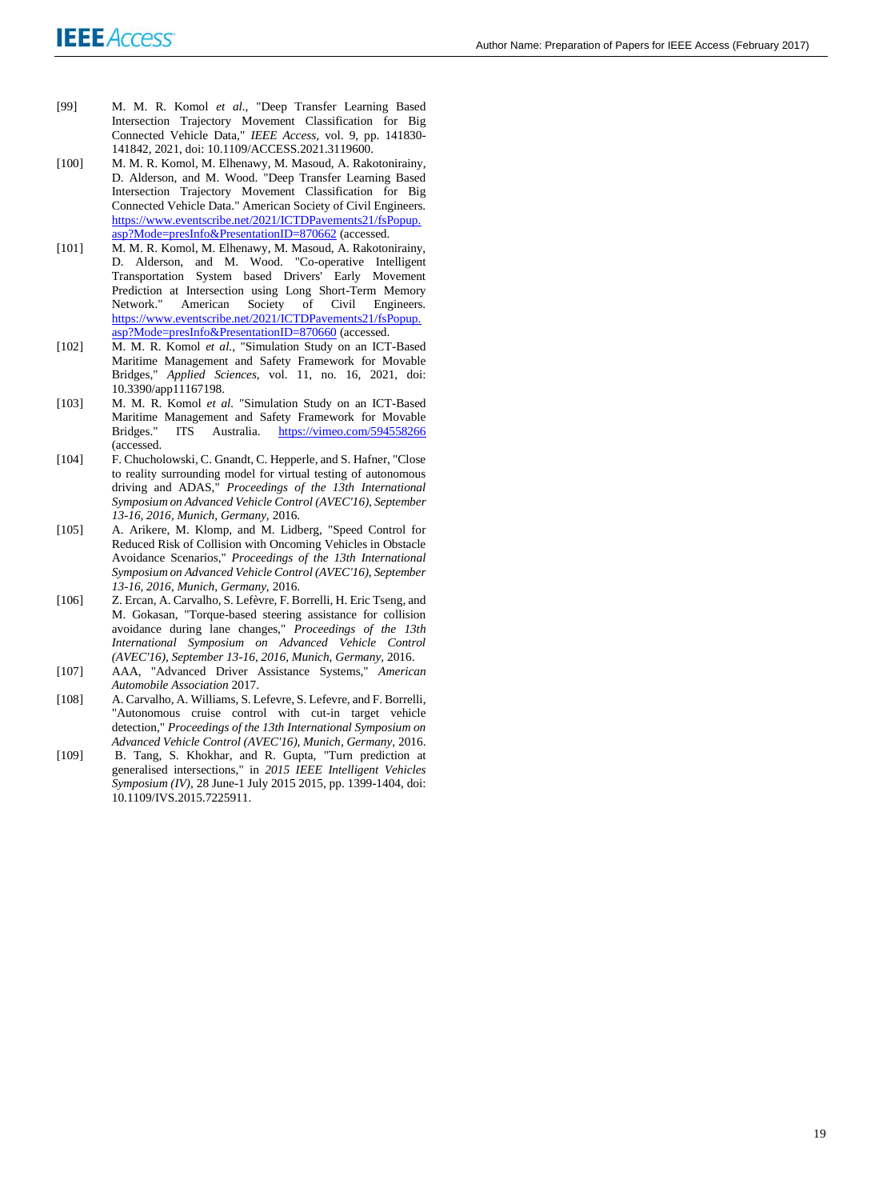[99] M. M. R. Komol *et al.*, "Deep Transfer Learning Based Intersection Trajectory Movement Classification for Big Connected Vehicle Data," *IEEE Access*, vol. 9, pp. 141830-141842, 2021, doi: 10.1109/ACCESS.2021.3119600.

[100] M. M. R. Komol, M. Elhenawy, M. Masoud, A. Rakotonirainy, D. Alderson, and M. Wood. "Deep Transfer Learning Based Intersection Trajectory Movement Classification for Big Connected Vehicle Data." American Society of Civil Engineers. https://www.eventscribe.net/2021/ICTDPavements21/fsPopup.asp?Mode=presInfo&PresentationID=870662 (accessed.

[101] M. M. R. Komol, M. Elhenawy, M. Masoud, A. Rakotonirainy, D. Alderson, and M. Wood. "Co-operative Intelligent Transportation System based Drivers' Early Movement Prediction at Intersection using Long Short-Term Memory Network." American Society of Civil Engineers. https://www.eventscribe.net/2021/ICTDPavements21/fsPopup.asp?Mode=presInfo&PresentationID=870660 (accessed.

[102] M. M. R Komol *et al.*, "Simulation Study on an ICT-Based Maritime Management and Safety Framework for Movable Bridges," *Applied Sciences*, vol. 11, no. 16, 2021, doi: 10.3390/app11167198.

[103] M. M. R. Komol *et al.* "Simulation Study on an ICT-Based Maritime Management and Safety Framework for Movable Bridges." ITS Australia. https://vimeo.com/594558266 (accessed.

[104] F. Chucholowski, C. Gnandt, C. Hepperle, and S. Hafner, "Close to reality surrounding model for virtual testing of autonomous driving and ADAS," *Proceedings of the 13th International Symposium on Advanced Vehicle Control (AVEC'16), September 13-16, 2016, Munich, Germany*, 2016.

[105] A. Arikere, M. Klomp, and M. Lidberg, "Speed Control for Reduced Risk of Collision with Oncoming Vehicles in Obstacle Avoidance Scenarios," *Proceedings of the 13th International Symposium on Advanced Vehicle Control (AVEC'16), September 13-16, 2016, Munich, Germany*, 2016.

[106] Z. Ercan, A. Carvalho, S. Lefèvre, F. Borrelli, H. Eric Tseng, and M. Gokasan, "Torque-based steering assistance for collision avoidance during lane changes," *Proceedings of the 13th International Symposium on Advanced Vehicle Control (AVEC'16), September 13-16, 2016, Munich, Germany*, 2016.

[107] AAA, "Advanced Driver Assistance Systems," *American Automobile Association* 2017.

[108] A. Carvalho, A. Williams, S. Lefevre, S. Lefevre, and F. Borrelli, "Autonomous cruise control with cut-in target vehicle detection," *Proceedings of the 13th International Symposium on Advanced Vehicle Control (AVEC'16), Munich, Germany*, 2016.

[109] B. Tang, S. Khokhar, and R. Gupta, "Turn prediction at generalised intersections," in *2015 IEEE Intelligent Vehicles Symposium (IV)*, 28 June-1 July 2015 2015, pp. 1399-1404, doi: 10.1109/IVS.2015.7225911.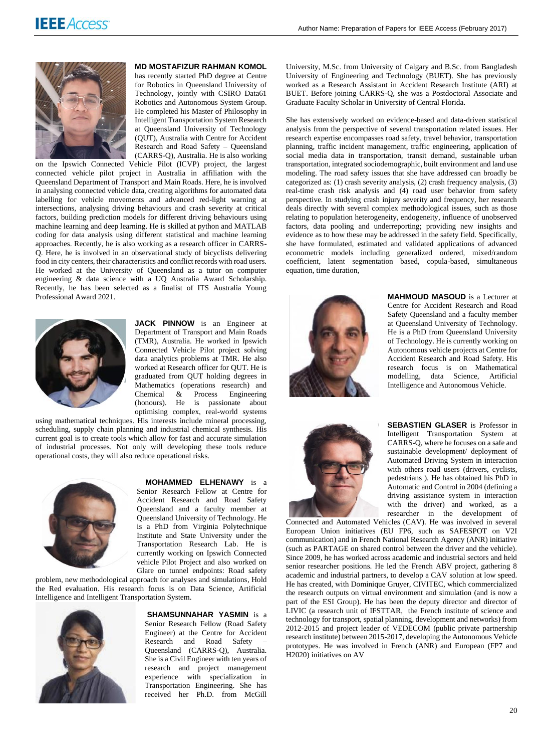**MD MOSTAFIZUR RAHMAN KOMOL** has recently started PhD degree at Centre for Robotics in Queensland University of Technology, jointly with CSIRO Data61 Robotics and Autonomous System Group. He completed his Master of Philosophy in Intelligent Transportation System Research at Queensland University of Technology (QUT), Australia with Centre for Accident Research and Road Safety – Queensland (CARRS-Q), Australia. He is also working on the Ipswich Connected Vehicle Pilot (ICVP) project, the largest connected vehicle pilot project in Australia in affiliation with the Queensland Department of Transport and Main Roads. Here, he is involved in analysing connected vehicle data, creating algorithms for automated data labelling for vehicle movements and advanced red-light warning at intersections, analysing driving behaviours and crash severity at critical factors, building prediction models for different driving behaviours using machine learning and deep learning. He is skilled at python and MATLAB coding for data analysis using different statistical and machine learning approaches. Recently, he is also working as a research officer in CARRS-Q. Here, he is involved in an observational study of bicyclists delivering food in city centers, their characteristics and conflict records with road users. He worked at the University of Queensland as a tutor on computer engineering & data science with a UQ Australia Award Scholarship. Recently, he has been selected as a finalist of ITS Australia Young Professional Award 2021.

**JACK PINNOW** is an Engineer at Department of Transport and Main Roads (TMR), Australia. He worked in Ipswich Connected Vehicle Pilot project solving data analytics problems at TMR. He also worked at Research officer for QUT. He is graduated from QUT holding degrees in Mathematics (operations research) and Chemical & Process Engineering (honours). He is passionate about optimising complex, real-world systems using mathematical techniques. His interests include mineral processing, scheduling, supply chain planning and industrial chemical synthesis. His current goal is to create tools which allow for fast and accurate simulation of industrial processes. Not only will developing these tools reduce operational costs, they will also reduce operational risks.

**MOHAMMED ELHENAWY** is a Senior Research Fellow at Centre for Accident Research and Road Safety Queensland and a faculty member at Queensland University of Technology. He is a PhD from Virginia Polytechnique Institute and State University under the Transportation Research Lab. He is currently working on Ipswich Connected vehicle Pilot Project and also worked on Glare on tunnel endpoints: Road safety problem, new methodological approach for analyses and simulations, Hold the Red evaluation. His research focus is on Data Science, Artificial Intelligence and Intelligent Transportation System.

**SHAMSUNNAHAR YASMIN** is a Senior Research Fellow (Road Safety Engineer) at the Centre for Accident Research and Road Safety – Queensland (CARRS-Q), Australia. She is a Civil Engineer with ten years of research and project management experience with specialization in Transportation Engineering. She has received her Ph.D. from McGill University, M.Sc. from University of Calgary and B.Sc. from Bangladesh University of Engineering and Technology (BUET). She has previously worked as a Research Assistant in Accident Research Institute (ARI) at BUET. Before joining CARRS-Q, she was a Postdoctoral Associate and Graduate Faculty Scholar in University of Central Florida.

She has extensively worked on evidence-based and data-driven statistical analysis from the perspective of several transportation related issues. Her research expertise encompasses road safety, travel behavior, transportation planning, traffic incident management, traffic engineering, application of social media data in transportation, transit demand, sustainable urban transportation, integrated sociodemographic, built environment and land use modeling. The road safety issues that she have addressed can broadly be categorized as: (1) crash severity analysis, (2) crash frequency analysis, (3) real-time crash risk analysis and (4) road user behavior from safety perspective. In studying crash injury severity and frequency, her research deals directly with several complex methodological issues, such as those relating to population heterogeneity, endogeneity, influence of unobserved factors, data pooling and underreporting; providing new insights and evidence as to how these may be addressed in the safety field. Specifically, she have formulated, estimated and validated applications of advanced econometric models including generalized ordered, mixed/random coefficient, latent segmentation based, copula-based, simultaneous equation, time duration,

**MAHMOUD MASOUD** is a Lecturer at Centre for Accident Research and Road Safety Queensland and a faculty member at Queensland University of Technology. He is a PhD from Queensland University of Technology. He is currently working on Autonomous vehicle projects at Centre for Accident Research and Road Safety. His research focus is on Mathematical modelling, data Science, Artificial Intelligence and Autonomous Vehicle.

**SEBASTIEN GLASER** is Professor in Intelligent Transportation System at CARRS-Q, where he focuses on a safe and sustainable development/ deployment of Automated Driving System in interaction with others road users (drivers, cyclists, pedestrians ). He has obtained his PhD in Automatic and Control in 2004 (defining a driving assistance system in interaction with the driver) and worked, as a researcher in the development of Connected and Automated Vehicles (CAV). He was involved in several European Union initiatives (EU FP6, such as SAFESPOT on V2I communication) and in French National Research Agency (ANR) initiative (such as PARTAGE on shared control between the driver and the vehicle). Since 2009, he has worked across academic and industrial sectors and held senior researcher positions. He led the French ABV project, gathering 8 academic and industrial partners, to develop a CAV solution at low speed. He has created, with Dominique Gruyer, CIVITEC, which commercialized the research outputs on virtual environment and simulation (and is now a part of the ESI Group). He has been the deputy director and director of LIVIC (a research unit of IFSTTAR, the French institute of science and technology for transport, spatial planning, development and networks) from 2012-2015 and project leader of VEDECOM (public private partnership research institute) between 2015-2017, developing the Autonomous Vehicle prototypes. He was involved in French (ANR) and European (FP7 and H2020) initiatives on AV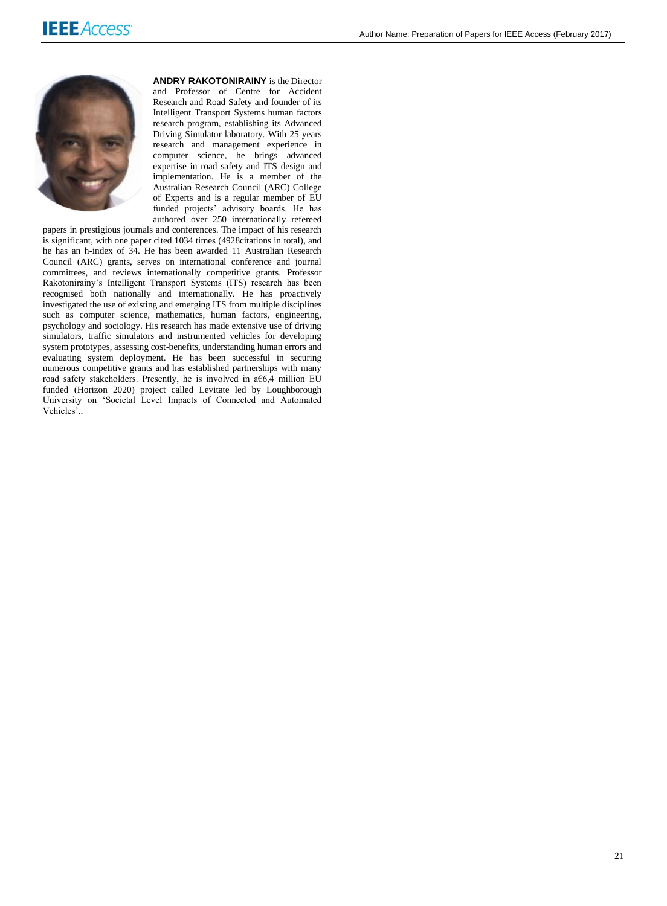**ANDRY RAKOTONIRAINY** is the Director and Professor of Centre for Accident Research and Road Safety and founder of its Intelligent Transport Systems human factors research program, establishing its Advanced Driving Simulator laboratory. With 25 years research and management experience in computer science, he brings advanced expertise in road safety and ITS design and implementation. He is a member of the Australian Research Council (ARC) College of Experts and is a regular member of EU funded projects' advisory boards. He has authored over 250 internationally refereed papers in prestigious journals and conferences. The impact of his research is significant, with one paper cited 1034 times (4928citations in total), and he has an h-index of 34. He has been awarded 11 Australian Research Council (ARC) grants, serves on international conference and journal committees, and reviews internationally competitive grants. Professor Rakotonirainy's Intelligent Transport Systems (ITS) research has been recognised both nationally and internationally. He has proactively investigated the use of existing and emerging ITS from multiple disciplines such as computer science, mathematics, human factors, engineering, psychology and sociology. His research has made extensive use of driving simulators, traffic simulators and instrumented vehicles for developing system prototypes, assessing cost-benefits, understanding human errors and evaluating system deployment. He has been successful in securing numerous competitive grants and has established partnerships with many road safety stakeholders. Presently, he is involved in a€6,4 million EU funded (Horizon 2020) project called Levitate led by Loughborough University on 'Societal Level Impacts of Connected and Automated Vehicles'..